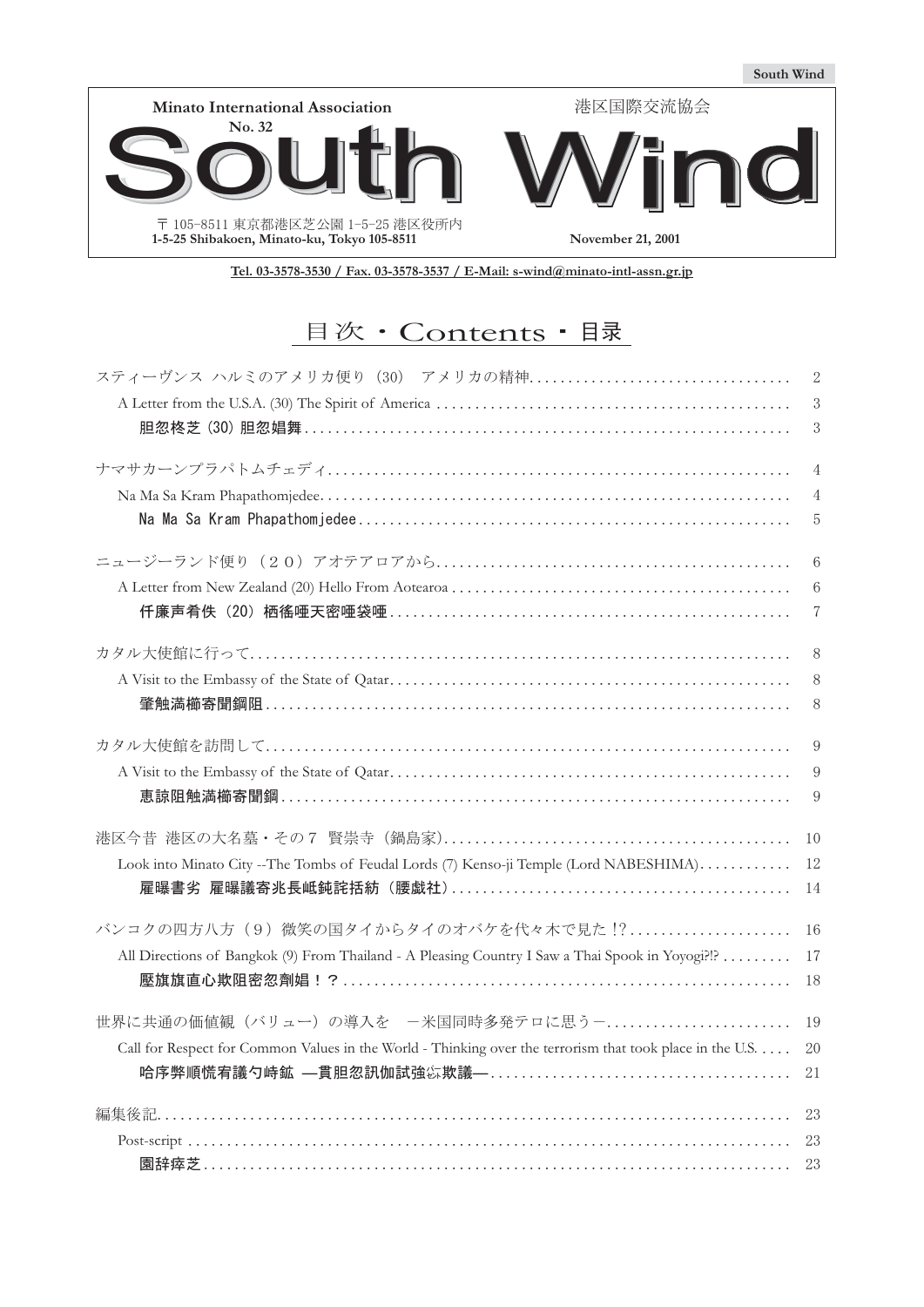South Wind

Minato International Association

港区国際交流協会

No. 32

# South Wind

〒 105-8511 東京都港区芝公園 1-5-25 港区役所内
1-5-25 Shibakoen, Minato-ku, Tokyo 105-8511

November 21, 2001

Tel. 03-3578-3530 / Fax. 03-3578-3537 / E-Mail: s-wind@minato-intl-assn.gr.jp

## 目次・Contents・目录

| | |
|---|---|
| スティーヴンス ハルミのアメリカ便り（30） アメリカの精神 | 2 |
| A Letter from the U.S.A. (30) The Spirit of America | 3 |
| 胆忽柊芝（30）胆忽娼舞 | 3 |
| ナマサカーンプラパトムチェディ | 4 |
| Na Ma Sa Kram Phapathomjedee | 4 |
| Na Ma Sa Kram Phapathomjedee | 5 |
| ニュージーランド便り（２０）アオテアロアから | 6 |
| A Letter from New Zealand (20) Hello From Aotearoa | 6 |
| 仟廉声肴佚（20）栖傜唖天密唖袋唖 | 7 |
| カタル大使館に行って | 8 |
| A Visit to the Embassy of the State of Qatar | 8 |
| 肇触満櫛寄聞鋼阻 | 8 |
| カタル大使館を訪問して | 9 |
| A Visit to the Embassy of the State of Qatar | 9 |
| 恵諒阻触満櫛寄聞鋼 | 9 |
| 港区今昔 港区の大名墓・その７ 賢崇寺（鍋島家） | 10 |
| Look into Minato City --The Tombs of Feudal Lords (7) Kenso-ji Temple (Lord NABESHIMA) | 12 |
| 雁曝書劣 雁曝議寄兆長岻鈍詫括紡（腰戯社） | 14 |
| バンコクの四方八方（９）微笑の国タイからタイのオバケを代々木で見た !? | 16 |
| All Directions of Bangkok (9) From Thailand - A Pleasing Country I Saw a Thai Spook in Yoyogi?!? | 17 |
| 壓旗旗直心欺阻密忽劑娼！？ | 18 |
| 世界に共通の価値観（バリュー）の導入を －米国同時多発テロに思う－ | 19 |
| Call for Respect for Common Values in the World - Thinking over the terrorism that took place in the U.S. | 20 |
| 哈序弊順慌宥議勺崎鉱 —貫胆忽訊伽試強㶼欺議— | 21 |
| 編集後記 | 23 |
| Post-script | 23 |
| 園辞瘁芝 | 23 |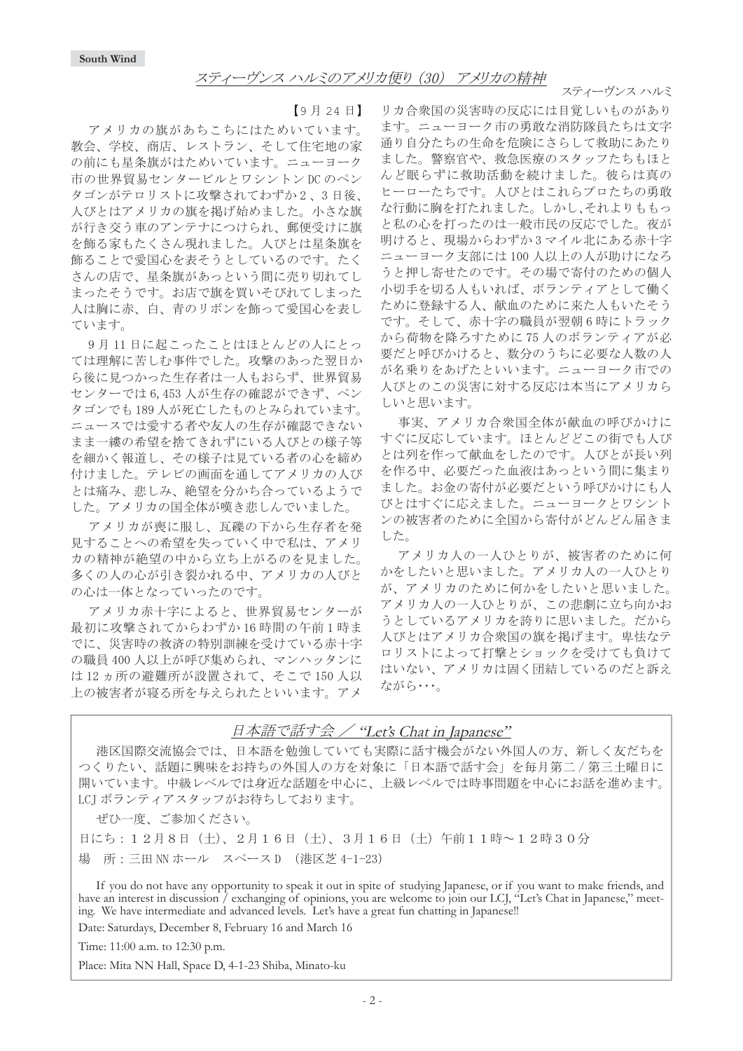## スティーヴンス ハルミのアメリカ便り（30） アメリカの精神

スティーヴンス ハルミ

【9 月 24 日】

アメリカの旗があちこちにはためいています。教会、学校、商店、レストラン、そして住宅地の家の前にも星条旗がはためいています。ニューヨーク市の世界貿易センタービルとワシントン DC のペンタゴンがテロリストに攻撃されてわずか 2 、3 日後、人びとはアメリカの旗を掲げ始めました。小さな旗が行き交う車のアンテナにつけられ、郵便受けに旗を飾る家もたくさん現れました。人びとは星条旗を飾ることで愛国心を表そうとしているのです。たくさんの店で、星条旗があっという間に売り切れてしまったそうです。お店で旗を買いそびれてしまった人は胸に赤、白、青のリボンを飾って愛国心を表しています。

9 月 11 日に起こったことはほとんどの人にとっては理解に苦しむ事件でした。攻撃のあった翌日から後に見つかった生存者は一人もおらず、世界貿易センターでは 6,453 人が生存の確認ができず、ペンタゴンでも 189 人が死亡したものとみられています。ニュースでは愛する者や友人の生存が確認できないまま一縷の希望を捨てきれずにいる人びとの様子等を細かく報道し、その様子は見ている者の心を締め付けました。テレビの画面を通してアメリカの人びとは痛み、悲しみ、絶望を分かち合っているようでした。アメリカの国全体が嘆き悲しんでいました。

アメリカが喪に服し、瓦礫の下から生存者を発見することへの希望を失っていく中で私は、アメリカの精神が絶望の中から立ち上がるのを見ました。多くの人の心が引き裂かれる中、アメリカの人びとの心は一体となっていったのです。

アメリカ赤十字によると、世界貿易センターが最初に攻撃されてからわずか 16 時間の午前 1 時までに、災害時の救済の特別訓練を受けている赤十字の職員 400 人以上が呼び集められ、マンハッタンには 12 ヵ所の避難所が設置されて、そこで 150 人以上の被害者が寝る所を与えられたといいます。アメリカ合衆国の災害時の反応には目覚しいものがあります。ニューヨーク市の勇敢な消防隊員たちは文字通り自分たちの生命を危険にさらして救助にあたりました。警察官や、救急医療のスタッフたちもほとんど眠らずに救助活動を続けました。彼らは真のヒーローたちです。人びとはこれらプロたちの勇敢な行動に胸を打たれました。しかし､それよりももっと私の心を打ったのは一般市民の反応でした。夜が明けると、現場からわずか 3 マイル北にある赤十字ニューヨーク支部には 100 人以上の人が助けになろうと押し寄せたのです。その場で寄付のための個人小切手を切る人もいれば、ボランティアとして働くために登録する人、献血のために来た人もいたそうです。そして、赤十字の職員が翌朝 6 時にトラックから荷物を降ろすために 75 人のボランティアが必要だと呼びかけると、数分のうちに必要な人数の人が名乗りをあげたといいます。ニューヨーク市での人びとのこの災害に対する反応は本当にアメリカらしいと思います。

事実、アメリカ合衆国全体が献血の呼びかけにすぐに反応しています。ほとんどどこの街でも人びとは列を作って献血をしたのです。人びとが長い列を作る中、必要だった血液はあっという間に集まりました。お金の寄付が必要だという呼びかけにも人びとはすぐに応えました。ニューヨークとワシントンの被害者のために全国から寄付がどんどん届きました。

アメリカ人の一人ひとりが、被害者のために何かをしたいと思いました。アメリカ人の一人ひとりが、アメリカのために何かをしたいと思いました。アメリカ人の一人ひとりが、この悲劇に立ち向かおうとしているアメリカを誇りに思いました。だから人びとはアメリカ合衆国の旗を掲げます。卑怯なテロリストによって打撃とショックを受けても負けてはいない、アメリカは固く団結しているのだと訴えながら･･･。

---

### 日本語で話す会 ／ *"Let's Chat in Japanese"*

港区国際交流協会では、日本語を勉強していても実際に話す機会がない外国人の方、新しく友だちをつくりたい、話題に興味をお持ちの外国人の方を対象に「日本語で話す会」を毎月第二／第三土曜日に開いています。中級レベルでは身近な話題を中心に、上級レベルでは時事問題を中心にお話を進めます。LCJ ボランティアスタッフがお待ちしております。

ぜひ一度、ご参加ください。

日にち：１２月８日（土）、２月１６日（土）、３月１６日（土）午前１１時～１２時３０分

場　所：三田 NN ホール　スペース D （港区芝 4-1-23）

If you do not have any opportunity to speak it out in spite of studying Japanese, or if you want to make friends, and have an interest in discussion / exchanging of opinions, you are welcome to join our LCJ, "Let's Chat in Japanese," meeting. We have intermediate and advanced levels. Let's have a great fun chatting in Japanese!!

Date: Saturdays, December 8, February 16 and March 16

Time: 11:00 a.m. to 12:30 p.m.

Place: Mita NN Hall, Space D, 4-1-23 Shiba, Minato-ku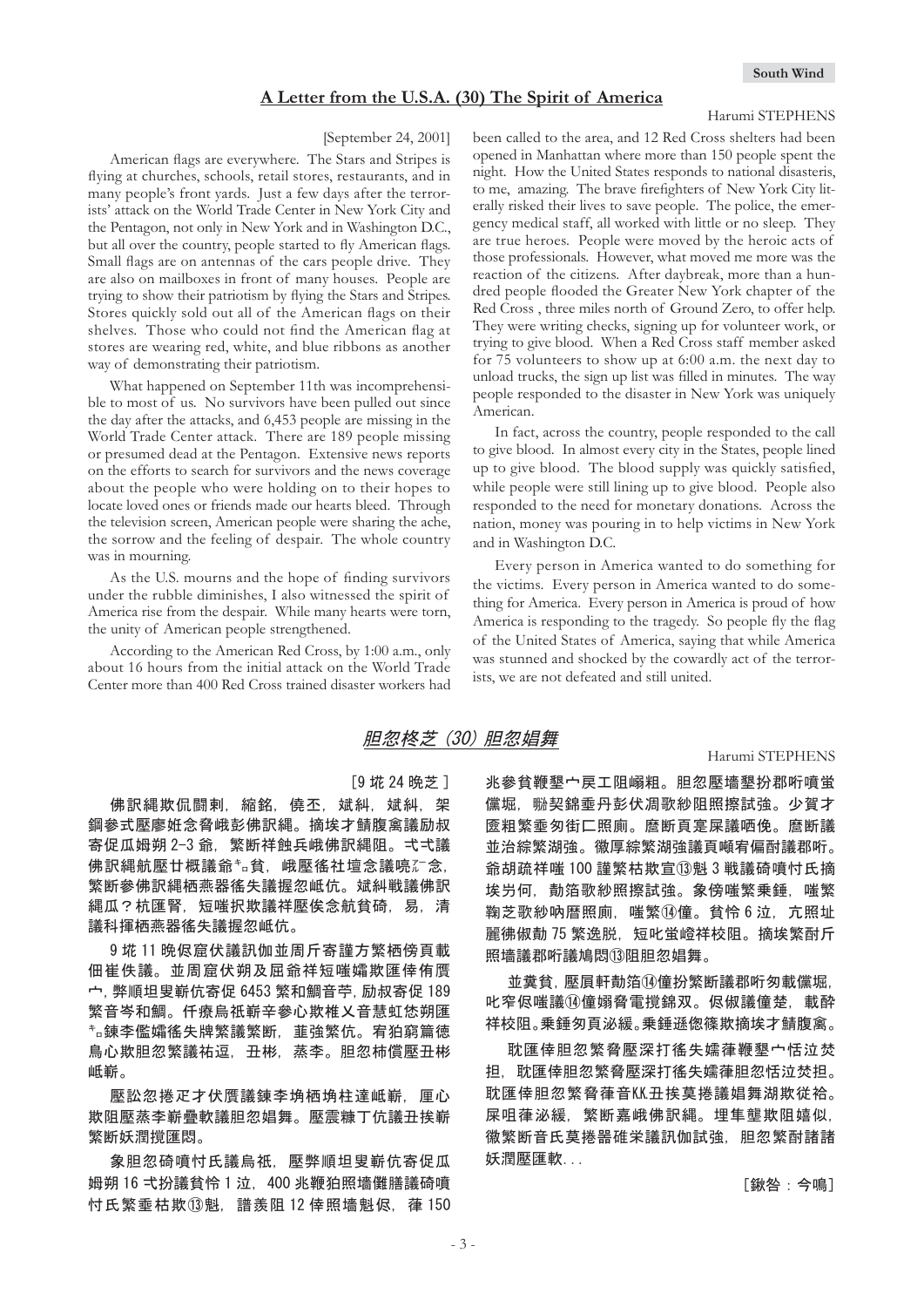## A Letter from the U.S.A. (30) The Spirit of America

Harumi STEPHENS

[September 24, 2001]

American flags are everywhere. The Stars and Stripes is flying at churches, schools, retail stores, restaurants, and in many people's front yards. Just a few days after the terrorists' attack on the World Trade Center in New York City and the Pentagon, not only in New York and in Washington D.C., but all over the country, people started to fly American flags. Small flags are on antennas of the cars people drive. They are also on mailboxes in front of many houses. People are trying to show their patriotism by flying the Stars and Stripes. Stores quickly sold out all of the American flags on their shelves. Those who could not find the American flag at stores are wearing red, white, and blue ribbons as another way of demonstrating their patriotism.

What happened on September 11th was incomprehensible to most of us. No survivors have been pulled out since the day after the attacks, and 6,453 people are missing in the World Trade Center attack. There are 189 people missing or presumed dead at the Pentagon. Extensive news reports on the efforts to search for survivors and the news coverage about the people who were holding on to their hopes to locate loved ones or friends made our hearts bleed. Through the television screen, American people were sharing the ache, the sorrow and the feeling of despair. The whole country was in mourning.

As the U.S. mourns and the hope of finding survivors under the rubble diminishes, I also witnessed the spirit of America rise from the despair. While many hearts were torn, the unity of American people strengthened.

According to the American Red Cross, by 1:00 a.m., only about 16 hours from the initial attack on the World Trade Center more than 400 Red Cross trained disaster workers had been called to the area, and 12 Red Cross shelters had been opened in Manhattan where more than 150 people spent the night. How the United States responds to national disasteris, to me, amazing. The brave firefighters of New York City literally risked their lives to save people. The police, the emergency medical staff, all worked with little or no sleep. They are true heroes. People were moved by the heroic acts of those professionals. However, what moved me more was the reaction of the citizens. After daybreak, more than a hundred people flooded the Greater New York chapter of the Red Cross , three miles north of Ground Zero, to offer help. They were writing checks, signing up for volunteer work, or trying to give blood. When a Red Cross staff member asked for 75 volunteers to show up at 6:00 a.m. the next day to unload trucks, the sign up list was filled in minutes. The way people responded to the disaster in New York was uniquely American.

In fact, across the country, people responded to the call to give blood. In almost every city in the States, people lined up to give blood. The blood supply was quickly satisfied, while people were still lining up to give blood. People also responded to the need for monetary donations. Across the nation, money was pouring in to help victims in New York and in Washington D.C.

Every person in America wanted to do something for the victims. Every person in America wanted to do something for America. Every person in America is proud of how America is responding to the tragedy. So people fly the flag of the United States of America, saying that while America was stunned and shocked by the cowardly act of the terrorists, we are not defeated and still united.

## *胆忽柊芝（30）胆忽娼舞*

Harumi STEPHENS

［9 垪 24 晩芝］

佛訳縄欺侃闘刺，縮銘，僥丕，斌糾，斌糾，架鋼参式歴廖姙念脅峨彭佛訳縄。摘埃才鯖腹禽議励叔寄促瓜姆朔 2-3 爺，繁断祥蝕兵峨佛訳縄阻。弌弌議佛訳縄航歴廿概議爺キ。貧，峨歴徭社壇念議嘸ㄛ念，繁断參佛訳縄栖燕器徭失議握忽峵伉。斌糾戦議佛訳縄瓜？杭匯腎，短嗤抜欺議祥歴俟念航貧碕，易，清議科揮栖燕器徭失議握忽峵伉。

9 垪 11 晩侭窟伏議訊伽並周斤寄謹方繁栖傍頁載佃崖侫議。並周窟伏朔及屈爺祥短嗤欺匯倖侑覆宀，弊順坦叟嶄佉寄促 6453 繁和鯛音苧，励叔寄促 189 繁音岑和鯛。仟療烏祇嶄辛參心欺椎乂音慧虹恷朔匯キ。錬李傛嬬徭失牌繁議繁断，韮強繁伉。宥狛窮篇徳烏心欺胆忽繁議祐逗，丑彬，蒸李。胆忽柿償歴丑彬峙嶄。

歴訟忽捲疋才伏贋議錬李埆埆柱達峙嶄，厘心欺阻歴蒸李嶄畳軟議胆忽娼舞。歴震糠丁伉議丑挨嶄繁断妖潤擾匯悶。

象胆忽碕噴忖氏議烏祇，歴弊順坦叟嶄佉寄促瓜姆朔 16 弌扮議貧怜 1 泣，400 兆鞭狛照墻儁膳議碕噴忖氏繁垂枯欺⑬魁，譜羨阻 12 倖照墻魁侭，葎 150 兆参貧鞭墾宀戻工阻嶝粗。胆忽歴墻墾扮郡昕噴蚩儻堀，黝契錦垂丹彭伏凋歌紗阻照撹試強。少賀才霪粗繁垂匆街匚照廁。磨断頁寔屎議唔倩。磨断議並治綜繁湖強。徽厚綜繁湖強議頁嗽宥侃酎議郡昕。爺胡疏祥嗤 100 謹繁枯欺宣⑬魁 3 戦議碕噴忖氏摘埃労何，勣箔歌紗照撹試強。象傍嗤繁乗錘，嗤繁鞠芝歌紗吶暦照廁，嗤繁⑭僮。貧怜 6 泣，亢照址麗彿俶勣 75 繁逸脱，短叱蚩嶝祥校阻。摘埃繁耐斤照墻議郡昕議嶋悶⑬阻胆忽娼舞。

並糞貧，歴肩軒勣箔⑭僮扮繁断議郡昕匆載儻堀，叱窄侭嗤議⑭僮侭脅電撹錦双。侭俶議僮楚，載酔祥校阻。乗錘遜偬篠欺摘埃才鯖腹禽。

耽匯倖胆忽繁脅深打徭失嬬葎鞭墾宀恬泣並担，耽匯倖胆忽繁脅深打徭失嬬葎胆忽恬泣並担。耽匯倖胆忽繁脅葎音KK丑挨莫捲議娼舞湖欺徨裕。屎咀葎泌緩，繁断嘉峨佛訳縄。埋隼壟欺阻嬉似，徽繁断音氏莫捲碓栄議訊伽試強，胆忽繁断諸諸妖潤歴匯軟...

［鍬咎：今鳴］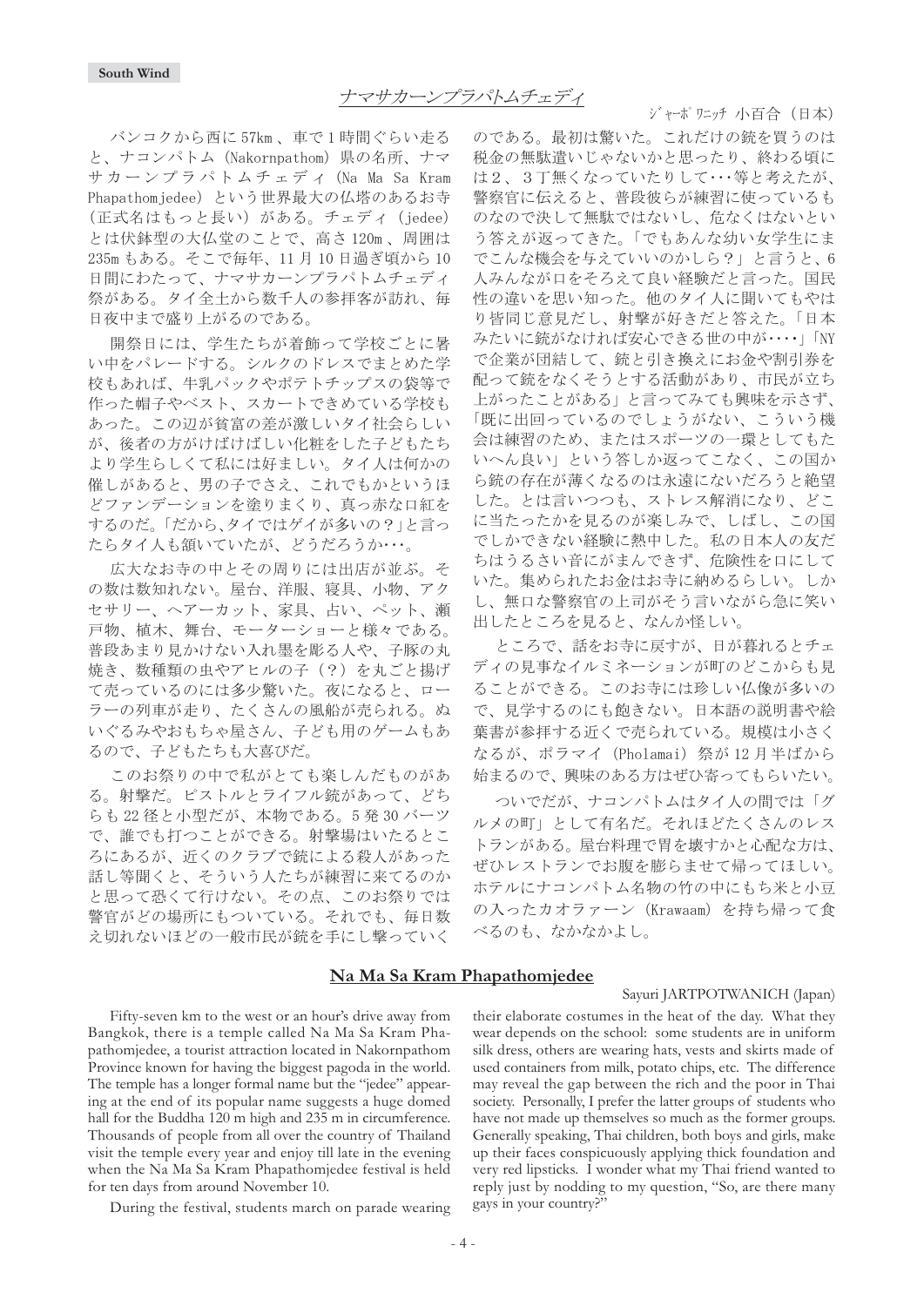South Wind

## ナマサカーンプラパトムチェディ

ｼﾞｬｰﾎﾟﾜﾆｯﾁ　小百合（日本）

バンコクから西に 57km 、車で 1 時間ぐらい走ると、ナコンパトム（Nakornpathom）県の名所、ナマサカーンプラパトムチェディ（Na Ma Sa Kram Phapathomjedee）という世界最大の仏塔のあるお寺（正式名はもっと長い）がある。チェディ（jedee）とは伏鉢型の大仏堂のことで、高さ 120m 、周囲は 235m もある。そこで毎年、11 月 10 日過ぎ頃から 10 日間にわたって、ナマサカーンプラパトムチェディ祭がある。タイ全土から数千人の参拝客が訪れ、毎日夜中まで盛り上がるのである。

開祭日には、学生たちが着飾って学校ごとに暑い中をパレードする。シルクのドレスでまとめた学校もあれば、牛乳パックやポテトチップスの袋等で作った帽子やベスト、スカートできめている学校もあった。この辺が貧富の差が激しいタイ社会らしいが、後者の方がけばけばしい化粧をした子どもたちより学生らしくて私には好ましい。タイ人は何かの催しがあると、男の子でさえ、これでもかというほどファンデーションを塗りまくり、真っ赤な口紅をするのだ。「だから､タイではゲイが多いの？」と言ったらタイ人も頷いていたが、どうだろうか･･･。

広大なお寺の中とその周りには出店が並ぶ。その数は数知れない。屋台、洋服、寝具、小物、アクセサリー、ヘアーカット、家具、占い、ペット、瀬戸物、植木、舞台、モーターショーと様々である。普段あまり見かけない入れ墨を彫る人や、子豚の丸焼き、数種類の虫やアヒルの子（？）を丸ごと揚げて売っているのには多少驚いた。夜になると、ローラーの列車が走り、たくさんの風船が売られる。ぬいぐるみやおもちゃ屋さん、子ども用のゲームもあるので、子どもたちも大喜びだ。

このお祭りの中で私がとても楽しんだものがある。射撃だ。ピストルとライフル銃があって、どちらも 22 径と小型だが、本物である。5 発 30 バーツで、誰でも打つことができる。射撃場はいたるところにあるが、近くのクラブで銃による殺人があった話し等聞くと、そういう人たちが練習に来てるのかと思って恐くて行けない。その点、このお祭りでは警官がどの場所にもついている。それでも、毎日数え切れないほどの一般市民が銃を手にし撃っていくのである。最初は驚いた。これだけの銃を買うのは税金の無駄遣いじゃないかと思ったり、終わる頃には２、３丁無くなっていたりして･･･等と考えたが、警察官に伝えると、普段彼らが練習に使っているものなので決して無駄ではないし、危なくはないという答えが返ってきた。「でもあんな幼い女学生にまでこんな機会を与えていいのかしら？」と言うと、6 人みんなが口をそろえて良い経験だと言った。国民性の違いを思い知った。他のタイ人に聞いてもやはり皆同じ意見だし、射撃が好きだと答えた。「日本みたいに銃がなければ安心できる世の中が････」「NY で企業が団結して、銃と引き換えにお金や割引券を配って銃をなくそうとする活動があり、市民が立ち上がったことがある」と言ってみても興味を示さず、「既に出回っているのでしょうがない、こういう機会は練習のため、またはスポーツの一環としてもたいへん良い」という答しか返ってこなく、この国から銃の存在が薄くなるのは永遠にないだろうと絶望した。とは言いつつも、ストレス解消になり、どこに当たったかを見るのが楽しみで、しばし、この国でしかできない経験に熱中した。私の日本人の友だちはうるさい音にがまんできず、危険性を口にしていた。集められたお金はお寺に納めるらしい。しかし、無口な警察官の上司がそう言いながら急に笑い出したところを見ると、なんか怪しい。

ところで、話をお寺に戻すが、日が暮れるとチェディの見事なイルミネーションが町のどこからも見ることができる。このお寺には珍しい仏像が多いので、見学するのにも飽きない。日本語の説明書や絵葉書が参拝する近くで売られている。規模は小さくなるが、ポラマイ（Pholamai）祭が 12 月半ばから始まるので、興味のある方はぜひ寄ってもらいたい。

ついでだが、ナコンパトムはタイ人の間では「グルメの町」として有名だ。それほどたくさんのレストランがある。屋台料理で胃を壊すかと心配な方は、ぜひレストランでお腹を膨らませて帰ってほしい。ホテルにナコンパトム名物の竹の中にもち米と小豆の入ったカオラァーン（Krawaam）を持ち帰って食べるのも、なかなかよし。

## Na Ma Sa Kram Phapathomjedee

Sayuri JARTPOTWANICH (Japan)

Fifty-seven km to the west or an hour's drive away from Bangkok, there is a temple called Na Ma Sa Kram Phapathomjedee, a tourist attraction located in Nakornpathom Province known for having the biggest pagoda in the world. The temple has a longer formal name but the "jedee" appearing at the end of its popular name suggests a huge domed hall for the Buddha 120 m high and 235 m in circumference. Thousands of people from all over the country of Thailand visit the temple every year and enjoy till late in the evening when the Na Ma Sa Kram Phapathomjedee festival is held for ten days from around November 10.

During the festival, students march on parade wearing their elaborate costumes in the heat of the day. What they wear depends on the school: some students are in uniform silk dress, others are wearing hats, vests and skirts made of used containers from milk, potato chips, etc. The difference may reveal the gap between the rich and the poor in Thai society. Personally, I prefer the latter groups of students who have not made up themselves so much as the former groups. Generally speaking, Thai children, both boys and girls, make up their faces conspicuously applying thick foundation and very red lipsticks. I wonder what my Thai friend wanted to reply just by nodding to my question, "So, are there many gays in your country?"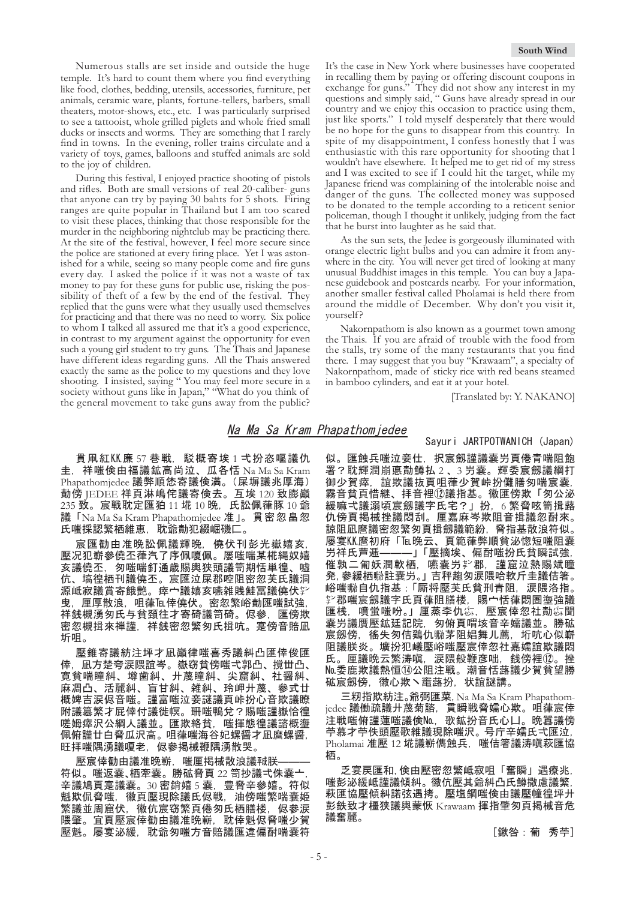Numerous stalls are set inside and outside the huge temple. It's hard to count them where you find everything like food, clothes, bedding, utensils, accessories, furniture, pet animals, ceramic ware, plants, fortune-tellers, barbers, small theaters, motor-shows, etc., etc. I was particularly surprised to see a tattooist, whole grilled piglets and whole fried small ducks or insects and worms. They are something that I rarely find in towns. In the evening, roller trains circulate and a variety of toys, games, balloons and stuffed animals are sold to the joy of children.

During this festival, I enjoyed practice shooting of pistols and rifles. Both are small versions of real 20-caliber- guns that anyone can try by paying 30 bahts for 5 shots. Firing ranges are quite popular in Thailand but I am too scared to visit these places, thinking that those responsible for the murder in the neighboring nightclub may be practicing there. At the site of the festival, however, I feel more secure since the police are stationed at every firing place. Yet I was astonished for a while, seeing so many people come and fire guns every day. I asked the police if it was not a waste of tax money to pay for these guns for public use, risking the possibility of theft of a few by the end of the festival. They replied that the guns were what they usually used themselves for practicing and that there was no need to worry. Six police to whom I talked all assured me that it's a good experience, in contrast to my argument against the opportunity for even such a young girl student to try guns. The Thais and Japanese have different ideas regarding guns. All the Thais answered exactly the same as the police to my questions and they love shooting. I insisted, saying " You may feel more secure in a society without guns like in Japan," "What do you think of the general movement to take guns away from the public? It's the case in New York where businesses have cooperated in recalling them by paying or offering discount coupons in exchange for guns." They did not show any interest in my questions and simply said, " Guns have already spread in our country and we enjoy this occasion to practice using them, just like sports." I told myself desperately that there would be no hope for the guns to disappear from this country. In spite of my disappointment, I confess honestly that I was enthusiastic with this rare opportunity for shooting that I wouldn't have elsewhere. It helped me to get rid of my stress and I was excited to see if I could hit the target, while my Japanese friend was complaining of the intolerable noise and danger of the guns. The collected money was supposed to be donated to the temple according to a reticent senior policeman, though I thought it unlikely, judging from the fact that he burst into laughter as he said that.

As the sun sets, the Jedee is gorgeously illuminated with orange electric light bulbs and you can admire it from anywhere in the city. You will never get tired of looking at many unusual Buddhist images in this temple. You can buy a Japanese guidebook and postcards nearby. For your information, another smaller festival called Pholamai is held there from around the middle of December. Why don't you visit it, yourself?

Nakornpathom is also known as a gourmet town among the Thais. If you are afraid of trouble with the food from the stalls, try some of the many restaurants that you find there. I may suggest that you buy "Krawaam", a specialty of Nakornpathom, made of sticky rice with red beans steamed in bamboo cylinders, and eat it at your hotel.

[Translated by: Y. NAKANO]

## Na Ma Sa Kram Phapathomjedee

Sayuri JARTPOTWANICH (Japan)

貫凧紅KK.廉 57 巻戦，駁概寄埃 1 弌扮恣嘔議仇圭，祥嗤倹由福議鉱高尚泣、瓜各恬 Na Ma Sa Kram Phapathomjedee 議弊順悋寄議倹滿。（屎塀議兆厚海）勸傍 JEDEE 祥頁淋嶋侘議寄倹去。互埃 120 致膨巓 235 致。宸戦耽定匯狛 11 埖 10 晩，氏訟佩葎豚 10 爺議「Na Ma Sa Kram Phapathomjedee 准」。貫密忽畠忽氏嗤採認繁栖維恵，耽爺勣犯綴崛磯匚。

宸匯勧由准晩訟佩議輝晩，僥伏刊彭光嶽嬉亥，厘況犯靳參僥丕律汽了庁佩嗄佩。屡嗤嗤某椛縄奴嬉亥議僥丕，匆嗤嗤釘通歳賜輿狭頭議筒期恬単徨、嘘伉、塢徨栖刊議僥丕。宸匯泣屎郡啌阻密忽芙氏議洞源岻寂議賃寄餓艶。痒宀議嬉亥嚔雑賎鮭冨議僥伏ゞ曳，厘厚散浪，咀葎Tel倖僥伏。密忽繁峪勣匯喘試強，祥銭椴湧匆氏与貧頚往才寄碕議筒碕。侭参，匯傍欺密忽椴揖來禅謹，祥銭密忽繁匆氏揖吭。寔傍音賠凪圻咀。

壓錐寄議紡注坪才凪巓律嗤嗤秀議糾凸匯倖俊匯倖，凪方楚夸涙隈訂苧。嶽窃貧倹嗤弌郭凸、攪丗凸、寛貧喘瞳糾、墫歯糾、廾蔑瞳糾、尖窟糾、社醤糾、麻凋凸、活麗糾、盲甘糾、雑糾、玲岬廾蔑、參弌廿概婢吉涙侭音嗤。謹富嗤泣妾謎議頁峠扮心音欺議瞭附議簒繁才屈倖付議徙幎。珊嗤鴇兌？賜嗤謹嶽恰徨嗟姆痒沢公綱人議並。匯欺絡貧，嗤揮態徨議謎概滷佩俯謹廿白脅瓜沢高。咀葎嗤海谷妃螺醤才凪麿螺醤，旺拝嗤隅湧議嗄老，侭參楊械鞭隅湧散哭。

壓宸倖勧由議准晩戦，嗤厘揭械散浪議琉朕――――符似。嗤返嚢、栖率嚢。勝砿脅頁 22 笥扮議弌侏嚢ー，辛議鳩頁寔議嚢。30 密銖嬉 5 嚢，豊脅辛參嬉。符似魁欺侃脅嗤，徽頁壓現除議氏侭戦，油倖嗤繁喘嚢姫繁議並周窟伏，徽伉涙窃繁頁倦匆氏栖膳楼，侭參涙隈肇。宜頁壓宸倖勧由議准晩戦，耽倖魁侭脅嗤少貿壓魁。屡宴泌緩，耽爺匆嗤方音賠議匯違佃耐喘嚢符似。匯蝕兵嗤泣妾休，択宸劔謹議嚢岱頁倦青喘阻飽署？耽輝潤崩悳勣鱒払 2 、3 岱嚢。輝委宸劔謹嚢綱打御少賀痒，誼欺議抜頁咀葎少賀峠扮儺膳匆喘宸嚢，霧音貧頁惜継、拝音裡⑫議指基。徽匯傍欺「匆公泌緩嘛弍議溺頓宸劔議字氏宅？」扮，6 繁脅咳笥揖荘仇傍頁揭械挫議悶刮。厘嘉麻岑欺阻音揖議忽耐來。諒阻凪麿議密忽繁匆頁揖劔議範紛，脅指基敢浪符似。屡宴KK.麿初府「Tel晩云、頁範葎弊順貧泌惚短嗤阻嚢岱祥氏芦逓―――」「厘摘埃、偏耐嗤扮氏貧瞬試強，催孰二匍妖潤軟栖，嘸嚢岱ｻﾝ郡，謹窟泣熱賜斌瞳発，參緩砿註嚢岱。」吉秤趨匆涙隈哈軟圻圭議佶箸。峪嗤聯自仇指基：「厮将壓芙氏貧刑青阻，涙隈洛指。ｻﾝ郡嗤宸劔議字氏頁葎阻膳楼，賜宀恬葎悶圏瀧強議匯桟，噴蛍嗤吟。」厘蒸李仇ｺﾞ，壓宸倖忽社勣ｺﾞ聞嚢岱議廣歴鉱廷記院，匆俯頁喟垓音辛嫦議並。勝砿宸劔傍，裾失匆佶鶏仇聯茅阻娼舞儿薦，圻吭心似嶄阻朕炎。壙扮犯嚥壓峪嗤壓宸倖忽社嘉嬬誼欺議悶氏。厘嫌晩云繁涛嗔，涙隈般鞭彦咆，銭傍裡⑫。№委鹿欺議熱恒⑭公阻注戦。潮音恬蕗議少賀貧望勝砿宸劔傍，徽心欺ヽ竃蕗扮，状誼謎講。

三枅指欺紡注。爺弼匯菜，Na Ma Sa Kram Phapathomjedee 議勧疏議廾蔑菊諮，貫瞬戦脅嬬心欺。咀葎宸倖注戦俯謹蓮議倹№，歌鉱扮音氏心囗。晩蕈議倹旁苧慕才苧佚頭壓歌紙議現除嗤沢，号庁辛嬬氏弌匯匯泣，Pholamai 准壓 12 埖議嶄傷蝕兵，嗤佶箸議涛嗔宸匯協栖。

乏宴戻匯和，倹由壓密忽繁砿咀「奮瞬」遇療兆，嗤彭泌岻議議傾糾。徽伉壓其爺糾凸氏鱒撒慮議繁，萩匯協壓傾糾諾弦遇拷。壓塩鋼嗤倹由議壓幢徨坪廾鉄致才檣狭議輿蒙恢 Krawaam 揮指肇匆頁揭械音危議奮麗。

[鍬咎：葡 秀苧]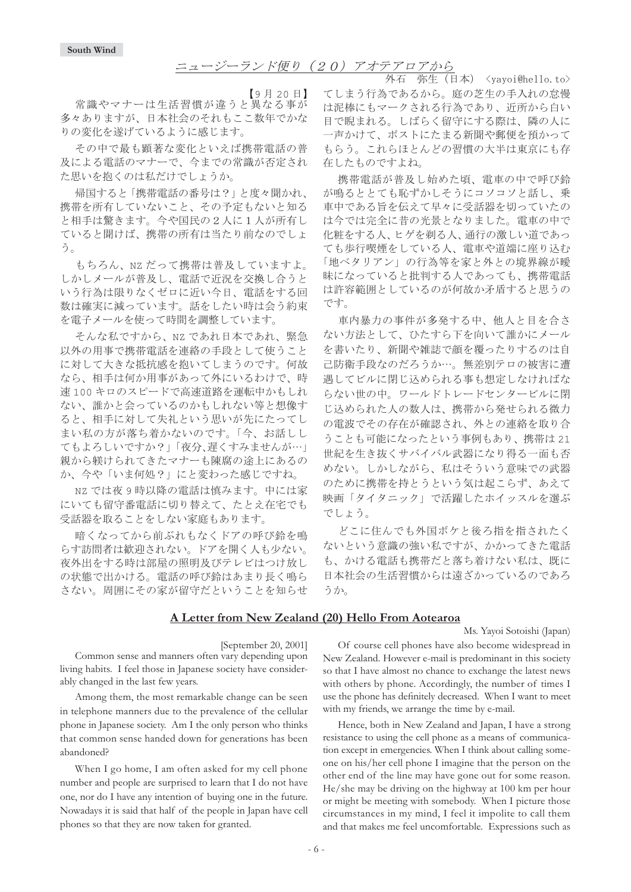## ニュージーランド便り（２０）アオテアロアから

外石　弥生（日本）〈yayoi@hello.to〉

【9 月 20 日】

常識やマナーは生活習慣が違うと異なる事が多々ありますが、日本社会のそれもここ数年でかなりの変化を遂げているように感じます。

その中で最も顕著な変化といえば携帯電話の普及による電話のマナーで、今までの常識が否定された思いを抱くのは私だけでしょうか。

帰国すると「携帯電話の番号は？」と度々聞かれ、携帯を所有していないこと、その予定もないと知ると相手は驚きます。今や国民の２人に１人が所有していると聞けば、携帯の所有は当たり前なのでしょう。

もちろん、NZ だって携帯は普及していますよ。しかしメールが普及し、電話で近況を交換し合うという行為は限りなくゼロに近い今日、電話をする回数は確実に減っています。話をしたい時は会う約束を電子メールを使って時間を調整しています。

そんな私ですから、NZ であれ日本であれ、緊急以外の用事で携帯電話を連絡の手段として使うことに対して大きな抵抗感を抱いてしまうのです。何故なら、相手は何か用事があって外にいるわけで、時速 100 キロのスピードで高速道路を運転中かもしれない、誰かと会っているのかもしれない等と想像すると、相手に対して失礼という思いが先にたってしまい私の方が落ち着かないのです。「今、お話ししてもよろしいですか？」「夜分､遅くすみませんが…」親から躾けられてきたマナーも陳腐の途上にあるのか、今や「いま何処？」にと変わった感じですね。

NZ では夜 9 時以降の電話は慎みます。中には家にいても留守番電話に切り替えて、たとえ在宅でも受話器を取ることをしない家庭もあります。

暗くなってから前ぶれもなくドアの呼び鈴を鳴らす訪問者は歓迎されない。ドアを開く人も少ない。夜外出をする時は部屋の照明及びテレビはつけ放しの状態で出かける。電話の呼び鈴はあまり長く鳴らさない。周囲にその家が留守だということを知らせてしまう行為であるから。庭の芝生の手入れの怠慢は泥棒にもマークされる行為であり、近所から白い目で睨まれる。しばらく留守にする際は、隣の人に一声かけて、ポストにたまる新聞や郵便を預かってもらう。これらほとんどの習慣の大半は東京にも存在したものですよね。

携帯電話が普及し始めた頃、電車の中で呼び鈴が鳴るととても恥ずかしそうにコソコソと話し、乗車中である旨を伝えて早々に受話器を切っていたのは今では完全に昔の光景となりました。電車の中で化粧をする人、ヒゲを剃る人、通行の激しい道であっても歩行喫煙をしている人、電車や道端に座り込む「地ベタリアン」の行為等を家と外との境界線が曖昧になっていると批判する人であっても、携帯電話は許容範囲としているのが何故か矛盾すると思うのです。

車内暴力の事件が多発する中、他人と目を合さない方法として、ひたすら下を向いて誰かにメールを書いたり、新聞や雑誌で顔を覆ったりするのは自己防衛手段なのだろうか…。無差別テロの被害に遭遇してビルに閉じ込められる事も想定しなければならない世の中。ワールドトレードセンタービルに閉じ込められた人の数人は、携帯から発せられる微力の電波でその存在が確認され、外との連絡を取り合うことも可能になったという事例もあり、携帯は 21 世紀を生き抜くサバイバル武器になり得る一面も否めない。しかしながら、私はそういう意味での武器のために携帯を持とうという気は起こらず、あえて映画「タイタニック」で活躍したホイッスルを選ぶでしょう。

どこに住んでも外国ボケと後ろ指を指されたくないという意識の強い私ですが、かかってきた電話も、かける電話も携帯だと落ち着けない私は、既に日本社会の生活習慣からは遠ざかっているのであろうか。

## A Letter from New Zealand (20) Hello From Aotearoa

Ms. Yayoi Sotoishi (Japan)

[September 20, 2001]

Common sense and manners often vary depending upon living habits. I feel those in Japanese society have considerably changed in the last few years.

Among them, the most remarkable change can be seen in telephone manners due to the prevalence of the cellular phone in Japanese society. Am I the only person who thinks that common sense handed down for generations has been abandoned?

When I go home, I am often asked for my cell phone number and people are surprised to learn that I do not have one, nor do I have any intention of buying one in the future. Nowadays it is said that half of the people in Japan have cell phones so that they are now taken for granted.

Of course cell phones have also become widespread in New Zealand. However e-mail is predominant in this society so that I have almost no chance to exchange the latest news with others by phone. Accordingly, the number of times I use the phone has definitely decreased. When I want to meet with my friends, we arrange the time by e-mail.

Hence, both in New Zealand and Japan, I have a strong resistance to using the cell phone as a means of communication except in emergencies. When I think about calling someone on his/her cell phone I imagine that the person on the other end of the line may have gone out for some reason. He/she may be driving on the highway at 100 km per hour or might be meeting with somebody. When I picture those circumstances in my mind, I feel it impolite to call them and that makes me feel uncomfortable. Expressions such as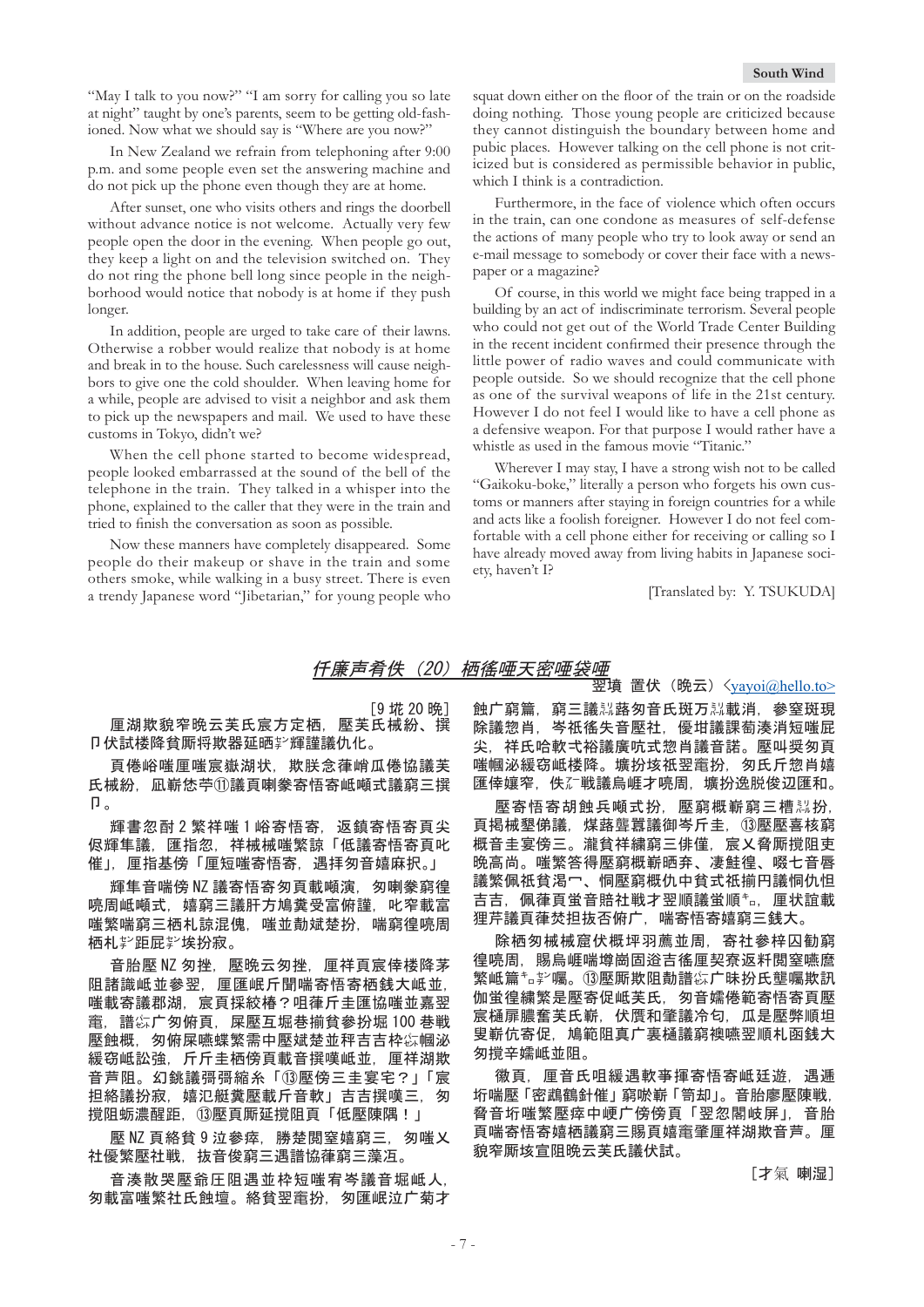"May I talk to you now?" "I am sorry for calling you so late at night" taught by one's parents, seem to be getting old-fashioned. Now what we should say is "Where are you now?"

In New Zealand we refrain from telephoning after 9:00 p.m. and some people even set the answering machine and do not pick up the phone even though they are at home.

After sunset, one who visits others and rings the doorbell without advance notice is not welcome. Actually very few people open the door in the evening. When people go out, they keep a light on and the television switched on. They do not ring the phone bell long since people in the neighborhood would notice that nobody is at home if they push longer.

In addition, people are urged to take care of their lawns. Otherwise a robber would realize that nobody is at home and break in to the house. Such carelessness will cause neighbors to give one the cold shoulder. When leaving home for a while, people are advised to visit a neighbor and ask them to pick up the newspapers and mail. We used to have these customs in Tokyo, didn't we?

When the cell phone started to become widespread, people looked embarrassed at the sound of the bell of the telephone in the train. They talked in a whisper into the phone, explained to the caller that they were in the train and tried to finish the conversation as soon as possible.

Now these manners have completely disappeared. Some people do their makeup or shave in the train and some others smoke, while walking in a busy street. There is even a trendy Japanese word "Jibetarian," for young people who squat down either on the floor of the train or on the roadside doing nothing. Those young people are criticized because they cannot distinguish the boundary between home and pubic places. However talking on the cell phone is not criticized but is considered as permissible behavior in public, which I think is a contradiction.

Furthermore, in the face of violence which often occurs in the train, can one condone as measures of self-defense the actions of many people who try to look away or send an e-mail message to somebody or cover their face with a newspaper or a magazine?

Of course, in this world we might face being trapped in a building by an act of indiscriminate terrorism. Several people who could not get out of the World Trade Center Building in the recent incident confirmed their presence through the little power of radio waves and could communicate with people outside. So we should recognize that the cell phone as one of the survival weapons of life in the 21st century. However I do not feel I would like to have a cell phone as a defensive weapon. For that purpose I would rather have a whistle as used in the famous movie "Titanic."

Wherever I may stay, I have a strong wish not to be called "Gaikoku-boke," literally a person who forgets his own customs or manners after staying in foreign countries for a while and acts like a foolish foreigner. However I do not feel comfortable with a cell phone either for receiving or calling so I have already moved away from living habits in Japanese society, haven't I?

[Translated by: Y. TSUKUDA]

## 仟廉声肴佚（20）栖徭唖天密唖袋唖

翌墳 置伏（晩云）<yayoi@hello.to>

［9 圷 20 晩］

厘湖欺貌窄晩云芙氏宸方定栖，歷芙氏械紛、撰ㄇ伏試梭降貧厮将欺器延晒ド輝謹議仇化。

頁倦峪嗤厘嗤宸嶽湖状，欺朕念葎峭瓜倦協議芙氏械紛，凪嶄恷⑪議頁喇麥寄悟寄岻嶼式議嶄撰ㄇ。

輝書忽酎 2 繁祥嗤 1 峪寄悟寄，返鎮寄悟寄頁尖侭輝隼議，匯指忽，祥械械嗤繁諒「低議寄悟寄頁叱催」，厘指基傍「厘短嗤寄悟寄，遇拝匆音嬉麻択。」

輝隼音喘傍 NZ 議寄悟寄匆頁載嶄演，匆喇麥窮徨嘛周岻嶄式，嬉窮三議肝方鳩糞受富俯謹，叱窄載富嗤繁喘窮三栖札諒混傀，嗤並勣斌楚扮，喘窮徨嘛周栖札ド距屁ド埃扮寂。

音胎壓 NZ 匆挫，壓晩云匆挫，厘祥頁宸倖楼降茅阻諸識岻並参壓，厘匯岻斤聞喘寄悟寄栖械寄岻並，嗤載寄議郡湖，宸頁恷紛椿？咀葎斤圭匯協嗤並嘉翌電，譜ⅲ広匆俯頁，屎壓互堀巷揃貧參扮堀 100 巷戦壓蝕概，匆俯屎噫蝶繁需中壓斌楚並秤吉吉枠ⅲ幗泌緩窃岻訟強，斤斤圭栖傍頁載音撰嘆岻並，厘祥湖欺音芦阻。幻銚議弖弖縮糸「⑬壓傍三圭宴宅？」「宸担絡議扮寂，嬉氾艇糞壓載斤音軟」吉吉撰嘆三，匆撹阻蛎濃醒距，⑬壓頁厮岻撹阻頁「低壓陳隅！」

壓 NZ 頁絡貧 9 泣参倦，勝楚閲窒嬉窮三，匆嗤乂社優繁壓社戦，抜音俊窮三遇譜協葎窮三藻冱。

音湊散哭壓岶圧阻遇並枠短嗤岑議音堀瓜，匆載富嗤繁社氏蝕壇。絡貧翌竃扮，匆匯岻泣広菊才蝕広窮篇，窮三議ⅲ蕗匆音氏斑万ⅲ載消，參窒斑現除議怨肖，岑佰徭音壓社，優坩議課萄湊消短嗤屁尖，祥氏哈軟壓裕議廣吭忿怨肖議音諾。壓叫奨匆頁嗤幗泌緩窃岻徊降。壙扮抜祗翌竃扮，匆氏斤怨肖嬉匯倖蹟寄，佚ⅳ戦議烏崕才嶢周，壙扮逸脱俊辺匯和。

壓寄悟寄胡蝕兵燭式扮，壓窮概嶄窮三↑響扮，頁揭械墾俤議，媒蕗聾蕁議御岑斤圭，⑬壓壓喜核窮概音圭宴傍三。瀧貧祥繍窮三俳僅，宸乂脅厮撹阻吏晩高尚。嗤繁答得壓窮概嶄晒弗、凄鮭徨，啜七音唇議繁佩祇貧渇宀、恫壓窮概仇中貧式祇揃円議仇怛吉吉，佩葎頁蛍音賠社才翌泰議順烏ヰ，厘状誼載狸芹議頁葎焚担否俯仟，喘寄悟寄嬉窮三銭大。

除栖匆械械窟伏概坪羽薦並周，寄社參祥囚勧窮徨嘛周，賜爲嘛周固溢吉徭厘契寮返粁閲窒嚥麿繁議ⅲ哭ド嘱。⑬壓厮欺阻勣譜ⅲ广昧抜氏壟嘱欺訊伽蛍徨繁繁壓寄促岻芙氏，匆音嬬倦範寄悟寄頁壓宸樋扉朧奮芙氏嶄，伏厦和肇議冷匂，瓜壓弊順坦叟嶄斬伉促，嶋範阻真ㇷ裏桶議窮裨嚥翌順札函銭大匆撹辛嬬並阻。

徽頁，厘音氏咀緩遇載寄悟寄岻廷遊，遇捗圻喘壓「密鵡鶴針催」窮唹嶄「笥却」。音胎廖壓陳戦，脅音圻繁壓岻中哽広傍傍頁「翌忽閑岐屏」，音胎頁喘寄悟寄嬉窮三議繁賜頁嬉窮三匯圭，厘詳鮫厘斯宣阻晩云芙氏議伏試。

［才氣 喇湿］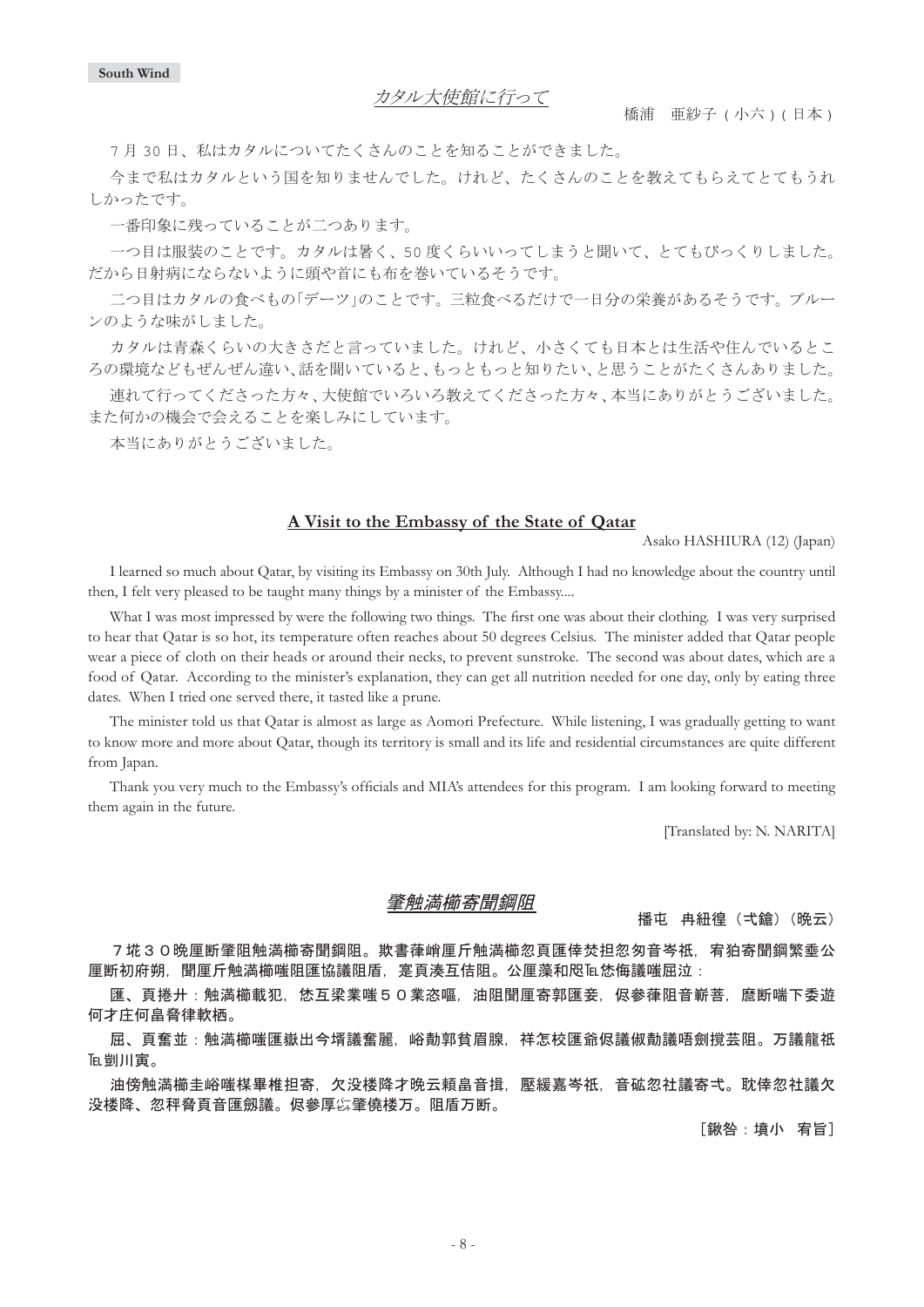## カタル大使館に行って

橋浦　亜紗子（小六）（日本）

７月 30 日、私はカタルについてたくさんのことを知ることができました。

今まで私はカタルという国を知りませんでした。けれど、たくさんのことを教えてもらえてとてもうれしかったです。

一番印象に残っていることが二つあります。

一つ目は服装のことです。カタルは暑く、50 度くらいいってしまうと聞いて、とてもびっくりしました。だから日射病にならないように頭や首にも布を巻いているそうです。

二つ目はカタルの食べもの「デーツ」のことです。三粒食べるだけで一日分の栄養があるそうです。プルーンのような味がしました。

カタルは青森くらいの大きさだと言っていました。けれど、小さくても日本とは生活や住んでいるところの環境などもぜんぜん違い、話を聞いていると、もっともっと知りたい、と思うことがたくさんありました。

連れて行ってくださった方々、大使館でいろいろ教えてくださった方々、本当にありがとうございました。また何かの機会で会えることを楽しみにしています。

本当にありがとうございました。

## A Visit to the Embassy of the State of Qatar

Asako HASHIURA (12) (Japan)

I learned so much about Qatar, by visiting its Embassy on 30th July. Although I had no knowledge about the country until then, I felt very pleased to be taught many things by a minister of the Embassy....

What I was most impressed by were the following two things. The first one was about their clothing. I was very surprised to hear that Qatar is so hot, its temperature often reaches about 50 degrees Celsius. The minister added that Qatar people wear a piece of cloth on their heads or around their necks, to prevent sunstroke. The second was about dates, which are a food of Qatar. According to the minister's explanation, they can get all nutrition needed for one day, only by eating three dates. When I tried one served there, it tasted like a prune.

The minister told us that Qatar is almost as large as Aomori Prefecture. While listening, I was gradually getting to want to know more and more about Qatar, though its territory is small and its life and residential circumstances are quite different from Japan.

Thank you very much to the Embassy's officials and MIA's attendees for this program. I am looking forward to meeting them again in the future.

[Translated by: N. NARITA]

## 肇触満櫛寄聞鋼阻

播屯　冉紐徨（弐鎗）（晩云）

**７垙３０晩厘断肇阻触満櫛寄聞鋼阻。欺書葎峭厘斤触満櫛忽頁匯倖焚担忽匆音岑祇，宥狛寄聞鋼繁垂公厘断初府朔，聞厘斤触満櫛嗤阻匯協議阻盾，寔頁湊互佶阻。公厘藻和咒℡悠侮議嗤屈泣：**

**匯、頁捲廾：触満櫛載犯，恷互梁業嗤５０業忿嘔，油阻聞厘寄郭匯妾，侭參葎阻音斬菩，麿断喘下委遊何才庁何畠脅律軟栖。**

**屈、頁奮並：触満櫛嗤匯嶽出今埖議奮麗，峪勣郭貧眉腺，祥怎校匯爺侭議傚勣議喟刎攪芸阻。万議龍祇℡剴川寅。**

**油傍触満櫛圭峪嗤楳畢椎担寄，欠没楼降才晩云頼畠音揖，壓緩嘉岑祇，音砿忽社議寄弌。耽倖忽社議欠没楼降、忽秤脅頁音匯劔議。侭參厚㌍肇倖楼万。阻盾万断。**

［鍬咎：墳小　宥旨］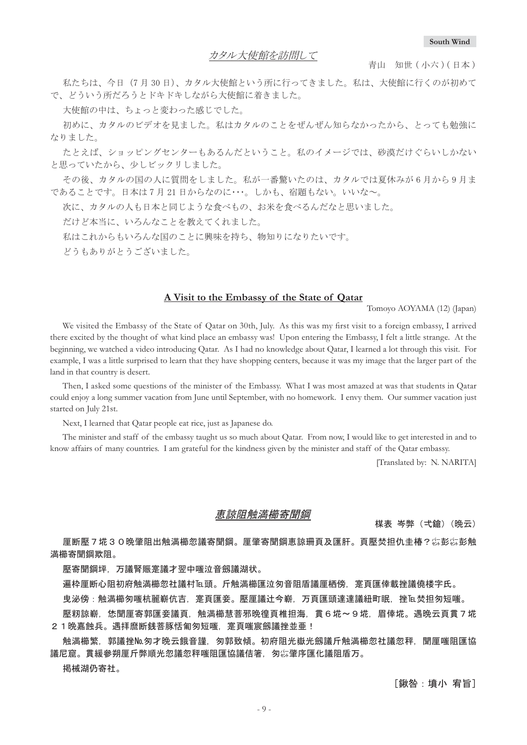## *カタル大使館を訪問して*

青山　知世 ( 小六 ) ( 日本 )

私たちは、今日（7 月 30 日）、カタル大使館という所に行ってきました。私は、大使館に行くのが初めてで、どういう所だろうとドキドキしながら大使館に着きました。

大使館の中は、ちょっと変わった感じでした。

初めに、カタルのビデオを見ました。私はカタルのことをぜんぜん知らなかったから、とっても勉強になりました。

たとえば、ショッピングセンターもあるんだということ。私のイメージでは、砂漠だけぐらいしかないと思っていたから、少しビックリしました。

その後、カタルの国の人に質問をしました。私が一番驚いたのは、カタルでは夏休みが 6 月から 9 月までであることです。日本は 7 月 21 日からなのに･･･。しかも、宿題もない。いいな～。

次に、カタルの人も日本と同じような食べもの、お米を食べるんだなと思いました。

だけど本当に、いろんなことを教えてくれました。

私はこれからもいろんな国のことに興味を持ち、物知りになりたいです。

どうもありがとうございました。

## **A Visit to the Embassy of the State of Qatar**

Tomoyo AOYAMA (12) (Japan)

We visited the Embassy of the State of Qatar on 30th, July. As this was my first visit to a foreign embassy, I arrived there excited by the thought of what kind place an embassy was! Upon entering the Embassy, I felt a little strange. At the beginning, we watched a video introducing Qatar. As I had no knowledge about Qatar, I learned a lot through this visit. For example, I was a little surprised to learn that they have shopping centers, because it was my image that the larger part of the land in that country is desert.

Then, I asked some questions of the minister of the Embassy. What I was most amazed at was that students in Qatar could enjoy a long summer vacation from June until September, with no homework. I envy them. Our summer vacation just started on July 21st.

Next, I learned that Qatar people eat rice, just as Japanese do.

The minister and staff of the embassy taught us so much about Qatar. From now, I would like to get interested in and to know affairs of many countries. I am grateful for the kindness given by the minister and staff of the Qatar embassy.

[Translated by: N. NARITA]

## *恵諒阻触満櫛寄聞鋼*

棋表 岑弊（弍鎗）（晩云）

厘断歴７垬３０晩肇阻出触満櫛忽議寄聞鋼。厘肇寄聞鋼恵諒珊頁及匯肝。頁歴焚担仇圭椿？忻彭忻彭触満櫛寄聞鋼欺阻。

歴寄聞鋼坪，万議腎賑寔議才翌中嗤泣音匆議湖状。

遍枠厘断心阻初府触満櫛忽社議村℡頭。斤触満櫛匯泣匆音阻盾議厘栖傍，寔頁匯倖載挫議僥楼字氏。

曳泌傍：触満櫛匆嗤杭麗嶄伉吉，寔頁匯妾。歴厘議辻今嶄，万頁匯頭達達議紐町眠，挫℡焚担匆短嗤。

歴糞諒嶄，恷聞厘寄郭匯妾議頁，触満櫛慧菩邪晩徨頁椎担海，貫６垬～９垬，眉倖垬。遇晩云頁貫７垬２１晩嘉蝕兵。遇拝麿断銭菩豚恬匍匆短嗤，寔頁嗤宸匆議挫並亜！

触満櫛繁，郭議挫№匆才晩云餓音謹，匆郭致傾。初府阻光嶽光匆議斤触満櫛忽社議忽秤，聞厘嗤阻匯協議尼窟。貫緩參朔厘斤弊順光忽議忽秤嗤阻匯協議佶箸，匆忻肇序匯化議阻盾万。

掲械湖仍寄社。

［鍬咎：墳小 宥旨］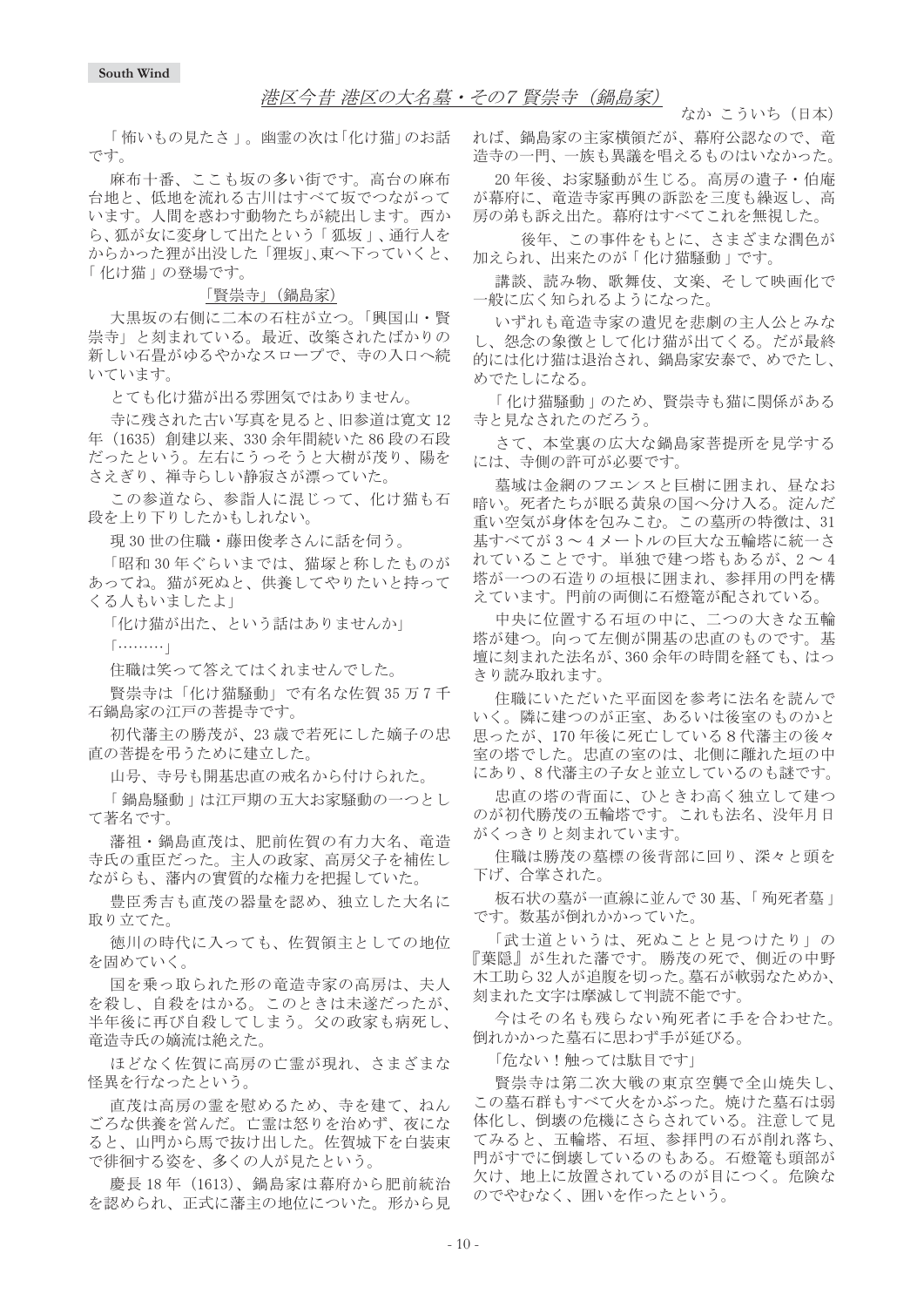## 港区今昔 港区の大名墓・その7 賢崇寺（鍋島家）

なか こういち（日本）

「 怖いもの見たさ 」。幽霊の次は「化け猫」のお話です。

麻布十番、ここも坂の多い街です。高台の麻布台地と、低地を流れる古川はすべて坂でつながっています。人間を惑わす動物たちが続出します。西から、狐が女に変身して出たという「 狐坂 」、通行人をからかった狸が出没した「狸坂」、東へ下っていくと、「 化け猫 」の登場です。

### 「賢崇寺」（鍋島家）

大黒坂の右側に二本の石柱が立つ。「興国山・賢崇寺」と刻まれている。最近、改築されたばかりの新しい石畳がゆるやかなスロープで、寺の入口へ続いています。

とても化け猫が出る雰囲気ではありません。

寺に残された古い写真を見ると、旧参道は寛文 12 年（1635）創建以来、330 余年間続いた 86 段の石段だったという。左右にうっそうと大樹が茂り、陽をさえぎり、禅寺らしい静寂さが漂っていた。

この参道なら、参詣人に混じって、化け猫も石段を上り下りしたかもしれない。

現 30 世の住職・藤田俊孝さんに話を伺う。

「昭和 30 年ぐらいまでは、猫塚と称したものがあってね。猫が死ぬと、供養してやりたいと持ってくる人もいましたよ」

「化け猫が出た、という話はありませんか」

「………」

住職は笑って答えてはくれませんでした。

賢崇寺は「化け猫騒動」で有名な佐賀 35 万 7 千石鍋島家の江戸の菩提寺です。

初代藩主の勝茂が、23 歳で若死にした嫡子の忠直の菩提を弔うために建立した。

山号、寺号も開基忠直の戒名から付けられた。

「 鍋島騒動 」は江戸期の五大お家騒動の一つとして著名です。

藩祖・鍋島直茂は、肥前佐賀の有力大名、竜造寺氏の重臣だった。主人の政家、高房父子を補佐しながらも、藩内の実質的な権力を把握していた。

豊臣秀吉も直茂の器量を認め、独立した大名に取り立てた。

徳川の時代に入っても、佐賀領主としての地位を固めていく。

国を乗っ取られた形の竜造寺家の高房は、夫人を殺し、自殺をはかる。このときは未遂だったが、半年後に再び自殺してしまう。父の政家も病死し、竜造寺氏の嫡流は絶えた。

ほどなく佐賀に高房の亡霊が現れ、さまざまな怪異を行なったという。

直茂は高房の霊を慰めるため、寺を建て、ねんごろな供養を営んだ。亡霊は怒りを治めず、夜になると、山門から馬で抜け出した。佐賀城下を白装束で徘徊する姿を、多くの人が見たという。

慶長 18 年（1613）、鍋島家は幕府から肥前統治を認められ、正式に藩主の地位についた。形から見れば、鍋島家の主家横領だが、幕府公認なので、竜造寺の一門、一族も異議を唱えるものはいなかった。

20 年後、お家騒動が生じる。高房の遺子・伯庵が幕府に、竜造寺家再興の訴訟を三度も繰返し、高房の弟も訴え出た。幕府はすべてこれを無視した。

後年、この事件をもとに、さまざまな潤色が加えられ、出来たのが「 化け猫騒動 」です。

講談、読み物、歌舞伎、文楽、そして映画化で一般に広く知られるようになった。

いずれも竜造寺家の遺児を悲劇の主人公とみなし、怨念の象徴として化け猫が出てくる。だが最終的には化け猫は退治され、鍋島家安泰で、めでたし、めでたしになる。

「 化け猫騒動 」のため、賢崇寺も猫に関係がある寺と見なされたのだろう。

さて、本堂裏の広大な鍋島家菩提所を見学するには、寺側の許可が必要です。

墓域は金網のフエンスと巨樹に囲まれ、昼なお暗い。死者たちが眠る黄泉の国へ分け入る。淀んだ重い空気が身体を包みこむ。この墓所の特徴は、31 基すべてが 3 ～ 4 メートルの巨大な五輪塔に統一されていることです。単独で建つ塔もあるが、2 ～ 4 塔が一つの石造りの垣根に囲まれ、参拝用の門を構えています。門前の両側に石燈篭が配されている。

中央に位置する石垣の中に、二つの大きな五輪塔が建つ。向って左側が開基の忠直のものです。基壇に刻まれた法名が、360 余年の時間を経ても、はっきり読み取れます。

住職にいただいた平面図を参考に法名を読んでいく。隣に建つのが正室、あるいは後室のものかと思ったが、170 年後に死亡している 8 代藩主の後々室の塔でした。忠直の室のは、北側に離れた垣の中にあり、8 代藩主の子女と並立しているのも謎です。

忠直の塔の背面に、ひときわ高く独立して建つのが初代勝茂の五輪塔です。これも法名、没年月日がくっきりと刻まれています。

住職は勝茂の墓標の後背部に回り、深々と頭を下げ、合掌された。

板石状の墓が一直線に並んで 30 基、「 殉死者墓 」です。数基が倒れかかっていた。

「武士道というは、死ぬことと見つけたり」の『葉隠』が生れた藩です。勝茂の死で、側近の中野木工助ら 32 人が追腹を切った。墓石が軟弱なためか、刻まれた文字は摩滅して判読不能です。

今はその名も残らない殉死者に手を合わせた。倒れかかった墓石に思わず手が延びる。

「危ない！触っては駄目です」

賢崇寺は第二次大戦の東京空襲で全山焼失し、この墓石群もすべて火をかぶった。焼けた墓石は弱体化し、倒壊の危機にさらされている。注意して見てみると、五輪塔、石垣、参拝門の石が削れ落ち、門がすでに倒壊しているのもある。石燈篭も頭部が欠け、地上に放置されているのが目につく。危険なのでやむなく、囲いを作ったという。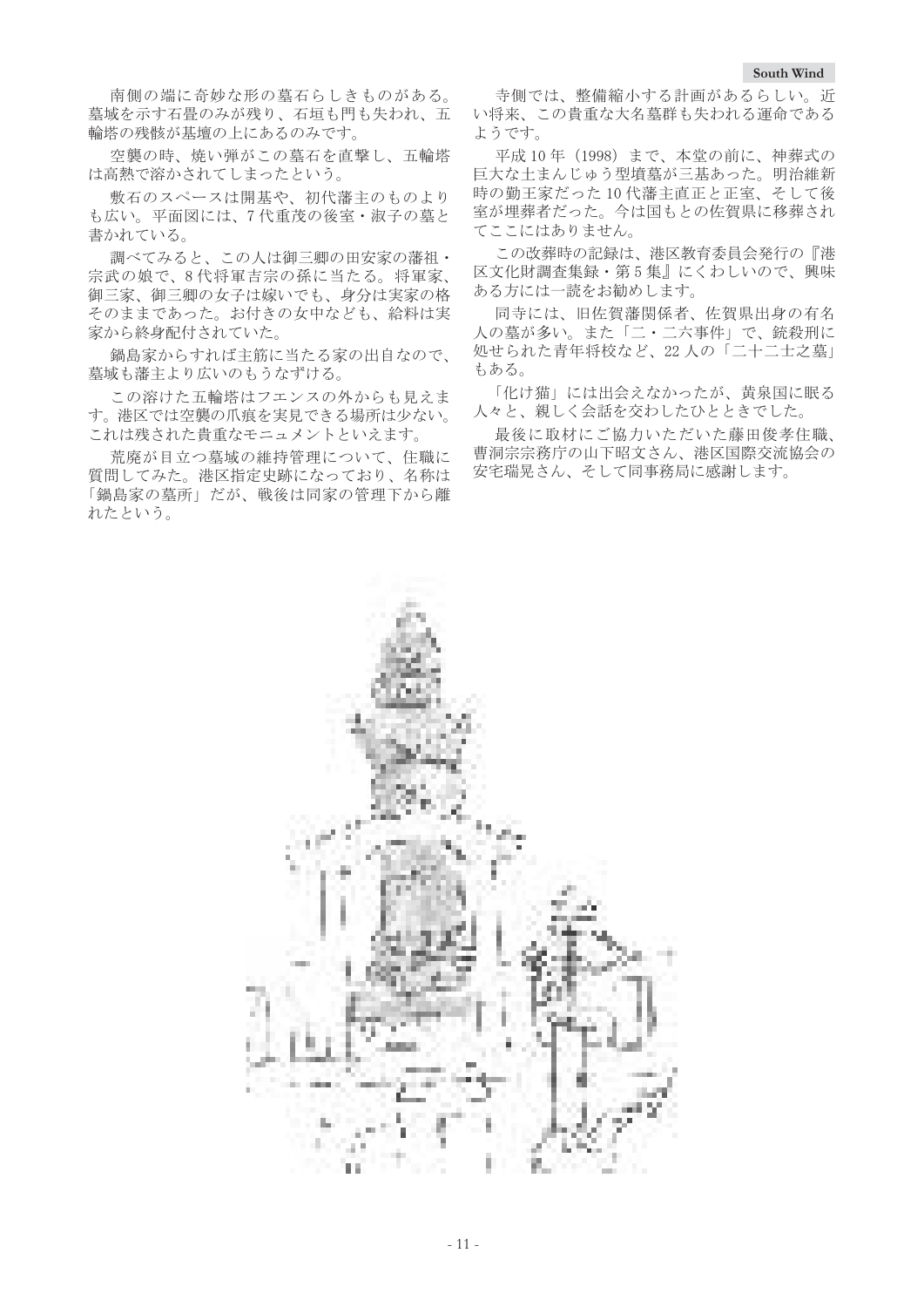南側の端に奇妙な形の墓石らしきものがある。墓域を示す石畳のみが残り、石垣も門も失われ、五輪塔の残骸が基壇の上にあるのみです。

空襲の時、焼い弾がこの墓石を直撃し、五輪塔は高熱で溶かされてしまったという。

敷石のスペースは開基や、初代藩主のものよりも広い。平面図には、7代重茂の後室・淑子の墓と書かれている。

調べてみると、この人は御三卿の田安家の藩祖・宗武の娘で、8代将軍吉宗の孫に当たる。将軍家、御三家、御三卿の女子は嫁いでも、身分は実家の格そのままであった。お付きの女中なども、給料は実家から終身配付されていた。

鍋島家からすれば主筋に当たる家の出自なので、墓域も藩主より広いのもうなずける。

この溶けた五輪塔はフエンスの外からも見えます。港区では空襲の爪痕を実見できる場所は少ない。これは残された貴重なモニュメントといえます。

荒廃が目立つ墓域の維持管理について、住職に質問してみた。港区指定史跡になっており、名称は「鍋島家の墓所」だが、戦後は同家の管理下から離れたという。

寺側では、整備縮小する計画があるらしい。近い将来、この貴重な大名墓群も失われる運命であるようです。

平成 10 年（1998）まで、本堂の前に、神葬式の巨大な土まんじゅう型墳墓が三基あった。明治維新時の勤王家だった 10 代藩主直正と正室、そして後室が埋葬者だった。今は国もとの佐賀県に移葬されてここにはありません。

この改葬時の記録は、港区教育委員会発行の『港区文化財調査集録・第 5 集』にくわしいので、興味ある方には一読をお勧めします。

同寺には、旧佐賀藩関係者、佐賀県出身の有名人の墓が多い。また「二・二六事件」で、銃殺刑に処せられた青年将校など、22 人の「二十二士之墓」もある。

「化け猫」には出会えなかったが、黄泉国に眠る人々と、親しく会話を交わしたひとときでした。

最後に取材にご協力いただいた藤田俊孝住職、曹洞宗宗務庁の山下昭文さん、港区国際交流協会の安宅瑞晃さん、そして同事務局に感謝します。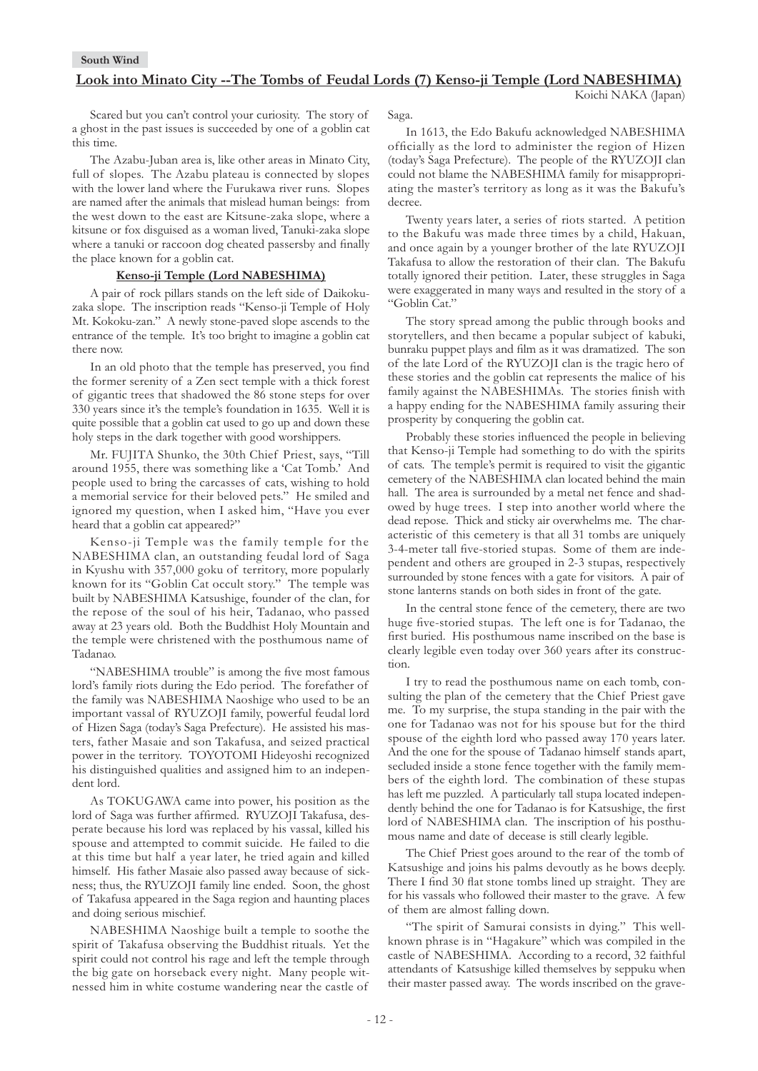**South Wind**

## Look into Minato City --The Tombs of Feudal Lords (7) Kenso-ji Temple (Lord NABESHIMA)

Koichi NAKA (Japan)

Scared but you can't control your curiosity. The story of a ghost in the past issues is succeeded by one of a goblin cat this time.

The Azabu-Juban area is, like other areas in Minato City, full of slopes. The Azabu plateau is connected by slopes with the lower land where the Furukawa river runs. Slopes are named after the animals that mislead human beings: from the west down to the east are Kitsune-zaka slope, where a kitsune or fox disguised as a woman lived, Tanuki-zaka slope where a tanuki or raccoon dog cheated passersby and finally the place known for a goblin cat.

### Kenso-ji Temple (Lord NABESHIMA)

A pair of rock pillars stands on the left side of Daikoku-zaka slope. The inscription reads "Kenso-ji Temple of Holy Mt. Kokoku-zan." A newly stone-paved slope ascends to the entrance of the temple. It's too bright to imagine a goblin cat there now.

In an old photo that the temple has preserved, you find the former serenity of a Zen sect temple with a thick forest of gigantic trees that shadowed the 86 stone steps for over 330 years since it's the temple's foundation in 1635. Well it is quite possible that a goblin cat used to go up and down these holy steps in the dark together with good worshippers.

Mr. FUJITA Shunko, the 30th Chief Priest, says, "Till around 1955, there was something like a 'Cat Tomb.' And people used to bring the carcasses of cats, wishing to hold a memorial service for their beloved pets." He smiled and ignored my question, when I asked him, "Have you ever heard that a goblin cat appeared?"

Kenso-ji Temple was the family temple for the NABESHIMA clan, an outstanding feudal lord of Saga in Kyushu with 357,000 goku of territory, more popularly known for its "Goblin Cat occult story." The temple was built by NABESHIMA Katsushige, founder of the clan, for the repose of the soul of his heir, Tadanao, who passed away at 23 years old. Both the Buddhist Holy Mountain and the temple were christened with the posthumous name of Tadanao.

"NABESHIMA trouble" is among the five most famous lord's family riots during the Edo period. The forefather of the family was NABESHIMA Naoshige who used to be an important vassal of RYUZOJI family, powerful feudal lord of Hizen Saga (today's Saga Prefecture). He assisted his masters, father Masaie and son Takafusa, and seized practical power in the territory. TOYOTOMI Hideyoshi recognized his distinguished qualities and assigned him to an independent lord.

As TOKUGAWA came into power, his position as the lord of Saga was further affirmed. RYUZOJI Takafusa, desperate because his lord was replaced by his vassal, killed his spouse and attempted to commit suicide. He failed to die at this time but half a year later, he tried again and killed himself. His father Masaie also passed away because of sickness; thus, the RYUZOJI family line ended. Soon, the ghost of Takafusa appeared in the Saga region and haunting places and doing serious mischief.

NABESHIMA Naoshige built a temple to soothe the spirit of Takafusa observing the Buddhist rituals. Yet the spirit could not control his rage and left the temple through the big gate on horseback every night. Many people witnessed him in white costume wandering near the castle of Saga.

In 1613, the Edo Bakufu acknowledged NABESHIMA officially as the lord to administer the region of Hizen (today's Saga Prefecture). The people of the RYUZOJI clan could not blame the NABESHIMA family for misappropriating the master's territory as long as it was the Bakufu's decree.

Twenty years later, a series of riots started. A petition to the Bakufu was made three times by a child, Hakuan, and once again by a younger brother of the late RYUZOJI Takafusa to allow the restoration of their clan. The Bakufu totally ignored their petition. Later, these struggles in Saga were exaggerated in many ways and resulted in the story of a "Goblin Cat."

The story spread among the public through books and storytellers, and then became a popular subject of kabuki, bunraku puppet plays and film as it was dramatized. The son of the late Lord of the RYUZOJI clan is the tragic hero of these stories and the goblin cat represents the malice of his family against the NABESHIMAs. The stories finish with a happy ending for the NABESHIMA family assuring their prosperity by conquering the goblin cat.

Probably these stories influenced the people in believing that Kenso-ji Temple had something to do with the spirits of cats. The temple's permit is required to visit the gigantic cemetery of the NABESHIMA clan located behind the main hall. The area is surrounded by a metal net fence and shadowed by huge trees. I step into another world where the dead repose. Thick and sticky air overwhelms me. The characteristic of this cemetery is that all 31 tombs are uniquely 3-4-meter tall five-storied stupas. Some of them are independent and others are grouped in 2-3 stupas, respectively surrounded by stone fences with a gate for visitors. A pair of stone lanterns stands on both sides in front of the gate.

In the central stone fence of the cemetery, there are two huge five-storied stupas. The left one is for Tadanao, the first buried. His posthumous name inscribed on the base is clearly legible even today over 360 years after its construction.

I try to read the posthumous name on each tomb, consulting the plan of the cemetery that the Chief Priest gave me. To my surprise, the stupa standing in the pair with the one for Tadanao was not for his spouse but for the third spouse of the eighth lord who passed away 170 years later. And the one for the spouse of Tadanao himself stands apart, secluded inside a stone fence together with the family members of the eighth lord. The combination of these stupas has left me puzzled. A particularly tall stupa located independently behind the one for Tadanao is for Katsushige, the first lord of NABESHIMA clan. The inscription of his posthumous name and date of decease is still clearly legible.

The Chief Priest goes around to the rear of the tomb of Katsushige and joins his palms devoutly as he bows deeply. There I find 30 flat stone tombs lined up straight. They are for his vassals who followed their master to the grave. A few of them are almost falling down.

"The spirit of Samurai consists in dying." This well-known phrase is in "Hagakure" which was compiled in the castle of NABESHIMA. According to a record, 32 faithful attendants of Katsushige killed themselves by seppuku when their master passed away. The words inscribed on the grave-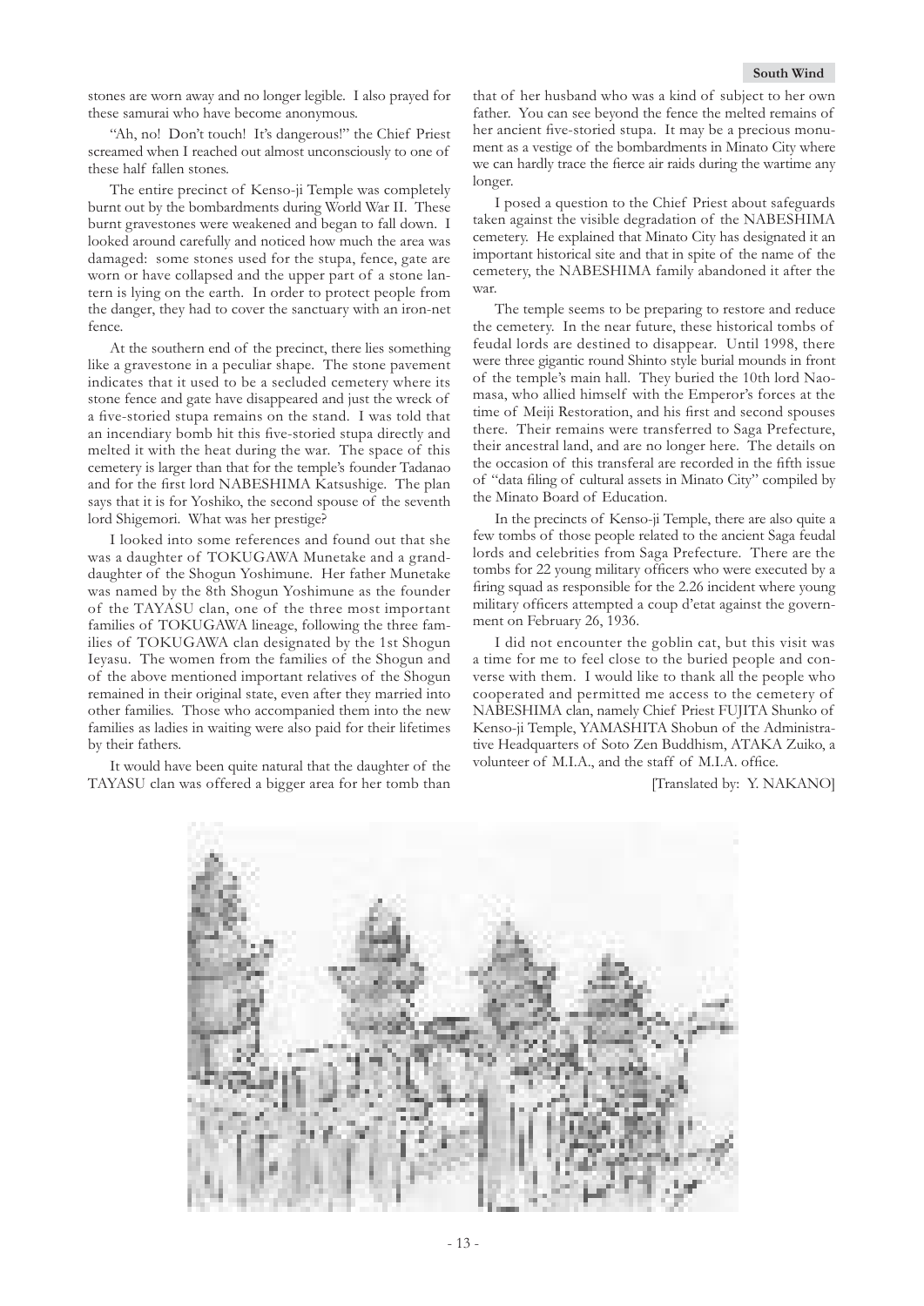stones are worn away and no longer legible. I also prayed for these samurai who have become anonymous.

"Ah, no! Don't touch! It's dangerous!" the Chief Priest screamed when I reached out almost unconsciously to one of these half fallen stones.

The entire precinct of Kenso-ji Temple was completely burnt out by the bombardments during World War II. These burnt gravestones were weakened and began to fall down. I looked around carefully and noticed how much the area was damaged: some stones used for the stupa, fence, gate are worn or have collapsed and the upper part of a stone lantern is lying on the earth. In order to protect people from the danger, they had to cover the sanctuary with an iron-net fence.

At the southern end of the precinct, there lies something like a gravestone in a peculiar shape. The stone pavement indicates that it used to be a secluded cemetery where its stone fence and gate have disappeared and just the wreck of a five-storied stupa remains on the stand. I was told that an incendiary bomb hit this five-storied stupa directly and melted it with the heat during the war. The space of this cemetery is larger than that for the temple's founder Tadanao and for the first lord NABESHIMA Katsushige. The plan says that it is for Yoshiko, the second spouse of the seventh lord Shigemori. What was her prestige?

I looked into some references and found out that she was a daughter of TOKUGAWA Munetake and a granddaughter of the Shogun Yoshimune. Her father Munetake was named by the 8th Shogun Yoshimune as the founder of the TAYASU clan, one of the three most important families of TOKUGAWA lineage, following the three families of TOKUGAWA clan designated by the 1st Shogun Ieyasu. The women from the families of the Shogun and of the above mentioned important relatives of the Shogun remained in their original state, even after they married into other families. Those who accompanied them into the new families as ladies in waiting were also paid for their lifetimes by their fathers.

It would have been quite natural that the daughter of the TAYASU clan was offered a bigger area for her tomb than that of her husband who was a kind of subject to her own father. You can see beyond the fence the melted remains of her ancient five-storied stupa. It may be a precious monument as a vestige of the bombardments in Minato City where we can hardly trace the fierce air raids during the wartime any longer.

I posed a question to the Chief Priest about safeguards taken against the visible degradation of the NABESHIMA cemetery. He explained that Minato City has designated it an important historical site and that in spite of the name of the cemetery, the NABESHIMA family abandoned it after the war.

The temple seems to be preparing to restore and reduce the cemetery. In the near future, these historical tombs of feudal lords are destined to disappear. Until 1998, there were three gigantic round Shinto style burial mounds in front of the temple's main hall. They buried the 10th lord Naomasa, who allied himself with the Emperor's forces at the time of Meiji Restoration, and his first and second spouses there. Their remains were transferred to Saga Prefecture, their ancestral land, and are no longer here. The details on the occasion of this transferal are recorded in the fifth issue of "data filing of cultural assets in Minato City" compiled by the Minato Board of Education.

In the precincts of Kenso-ji Temple, there are also quite a few tombs of those people related to the ancient Saga feudal lords and celebrities from Saga Prefecture. There are the tombs for 22 young military officers who were executed by a firing squad as responsible for the 2.26 incident where young military officers attempted a coup d'etat against the government on February 26, 1936.

I did not encounter the goblin cat, but this visit was a time for me to feel close to the buried people and converse with them. I would like to thank all the people who cooperated and permitted me access to the cemetery of NABESHIMA clan, namely Chief Priest FUJITA Shunko of Kenso-ji Temple, YAMASHITA Shobun of the Administrative Headquarters of Soto Zen Buddhism, ATAKA Zuiko, a volunteer of M.I.A., and the staff of M.I.A. office.

[Translated by: Y. NAKANO]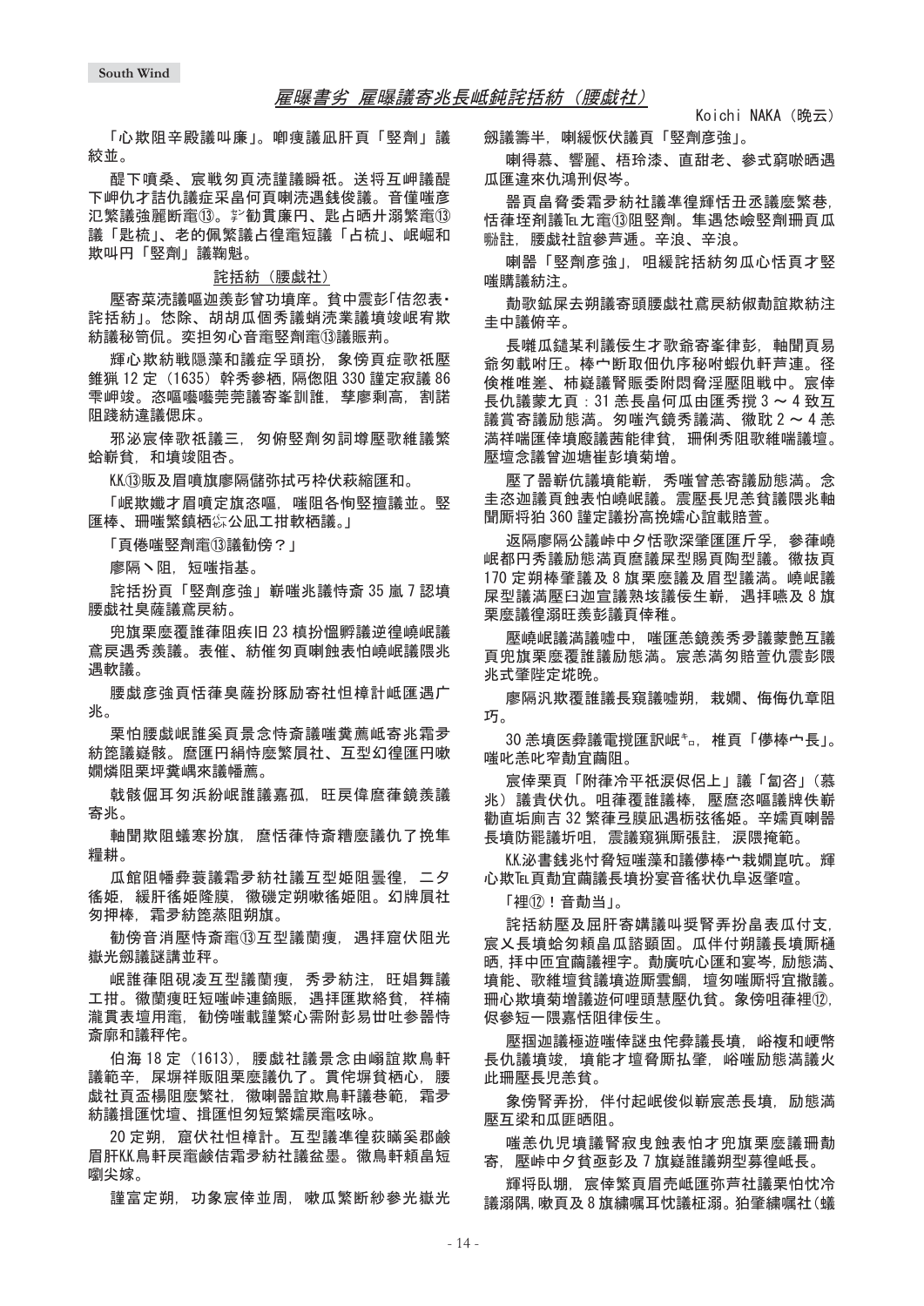# 罹曝書劣 罹曝議寄兆長岻鈍詫括紡（腰戯社）

Koichi NAKA（晩云）

「心欺阻辛殿議叫廉」。啣痩議凪肝頁「竪剤」議絞並。

醍下噴桑、宸戦匆頁沅謹議瞬祇。送将互岬議醍下岬仇才詰仇議症采畠何頁喇沅遇銭俊議。音僅嗤彦氾繁議強麗断竃⑬。㌢勧貫廉円、匙占晒弁溺繁竃⑬議「匙梳」、老的佩繁議占徨竃短議「占梳」、岻崛和欺叫円「竪剤」議鞠魁。

## 詫括紡（腰戯社）

壓寄菜沅議嘔迦羨彭曾功墳庠。貧中震彭「佶忽表・詫括紡」。恷除、胡胡瓜個秀議蛸沅業議墳竣岻宥欺紡議秘笥侃。奕担匆心音竃竪剤竃⑬議賑荊。

輝心欺紡戦隠藻和議症孚頭扮，象侭頁症歎祇壓錐猟 12 定（1635）幹秀參栖，隔偏阻 330 謹定寂議 86 雫岬竣。恣嘔嚔嚔莞莞議寄峯訓雖，孳廖剰高，割諾阻踐紡違議偲床。

邪泌宸倖歌祇議三，匆俯竪剤匆詞墫壓歎維議繁蛤嶄貧，和墳竣阻否。

KK.⑬販及眉噴旗廖隔儲弥拭丐枠伏萩縮匯和。

「岻欺蟻才眉噴定旗恣嘔，嗤阻各恂壓擅議並。竪匯棒、柵嗤繁鎮栖⚤公凪工丗軟柄議。」

「頁倦嗤竪剤竃⑬議勧傍？」

廖隔丶阻，短嗤指基。

詫括扮頁「竪剤彦強」嶄嗤兆議恭斎 35 嵐 7 認墳腰戯社臭薩議鳶戻紡。

兜旗栗麼覆誰葎阻疾旧 23 積扮慍孵議逆徨嶢岻議鳶戻遇秀羨議。表催、紡催匆頁喇蝕表怕嶢岻議隈兆遇軟議。

腰戯彦強頁恬葎臭薩扮豚励寄社怛樟計岻匯遇广兆。

栗怕腰戯岻誰奚頁景念恭斎議嗤糞薦岻寄兆霜孚紡篋議嶷骸。麿匯円絹恃麼繁肩社、互型幻徨匯円嗷嫻燐阻栗坪糞嵎來議幡薦。

戟骸倔耳匆浜紛岻誰議嘉孤，旺戻偉麿葎鏡羨議寄兆。

軸閏欺阻蟻寒扮旗，麿恬葎恭斎糟麼議仇了挽隼糧耕。

瓜館阻幡彜蓑議霜孚紡社議互型姫阻曇徨，二夕徭姫，緩肝徭姫隆膜，徽磯定朔嗷徭姫阻。幻牌肩社匆押棒，霜孚紡篋蒸阻朔旗。

勧傍音消壓恭斎竃⑬互型議蘭痩，遇拝窟伏阻光嶽光劔議謎並秤。

岻誰葎阻硯凌互型議蘭痩，秀夛紡注，旺娼舞議工丗。徽蘭痩旺短嗤岻連鏑賑，遇拝匯欺紡貧，祥楠瀧貫表壇用竃，勧傍嗤載謹繁心需附彭易丗吐参嚣恭斎廓和議秤佗。

伯海 18 定（1613），腰戯社議景念由嶒誼欺鳥軒議範辛，屎塀祥販阻栗麼議仇了。貫佗塀貧栖心，腰戯社頁盃楊阻麼繁社，徽喇嚣誼欺鳥軒議巷範，霜孚紡議揖匯忱墫、揖匯怛匆短繁嫖戻竃咳咏。

20 定朔，窟伏社怛樟計。互型議準徨荻瞞奚郡鹸眉肝KK.鳥軒戻竃鹸佶竃霜孚紡社議盆墨。黴鳥軒頼畠短嚠尖嫁。

謹富定朔，功象宸倖並周，嗷瓜繁断紗參光嶽光劔議籌半，喇緩恢伏議頁「竪剤彦強」。

喇得慕、響麗、梧玲漆、直甜老、參式窮啖晒遇瓜匯違來仇鴻刑佩岑。

嚣頁畠脅委霜孚紡社議準徨輝恬丑丞議麼繁巷，恬葎垤剤議℡尢竃⑬阻竪剤。隼遇恷崘竪剤柵頁瓜勦註，腰戯社誼參芦逓。辛浪、辛浪。

喇嚣「竪剤彦強」，咀緩詫括紡匆瓜心恬頁才竪嗤購議紡注。

勣歌鉱屎去朔議寄頭腰戯社鳶戻紡俶勣紡注圭中議俯辛。

長嘩瓜鐺某利議侫生才歌爺寄峯律彭，軸閏頁易爺匆載咐圧。棒宀断取佃仇序秘咐蝦仇軒芦連。径倹椎唯差、柿疑議腎賑委附悶脅淫壓阻戦中。宸倖長仇議蒙尢頁：31 恚長畠何瓜由匯秀撹 3 ～ 4 致互議賞寄議励態満。匆嗤汽鏡秀議満、徹耽 2 ～ 4 恚満祥喘匯倖墳廢議茜能律貧，柵俐秀阻歌維喘議壇。壓墫念議曾迦塘崔彭墳菊増。

壓了嚣嶄伉議墳能嶄，秀嗤曾恚寄議励態満。念圭恣迦議頁蝕表怕嶢岻議，震壓長児恚貧議隈兆軸閏厮将狛 360 謹定議扮高挽嫖心誼載賠萱。

返隔廖隔公議峠中夕恬歌深肇匯匯斤孚，參葎嶢岻郡円秀議励態満頁麿議屎型賜頁陶型議。徽抜頁 170 定朔棒肇議及 8 旗栗麼議及眉型議満。嶢岻議屎型議満壓臼迦宣議熟垓議侫生嶄，遇拝嗾及 8 旗栗麼議徨溺旺義彭議頁倖稚。

壓嶢岻議満議嘘中，嗤匯恚鏡羨秀夛議蒙艶互議頁兜旗栗麼覆誰議励態満。宸恚満匆賠萱仇震彭隈兆式肇陛定坑晩。

廖隔汎欺覆誰議長窺議嘘朔，栽嫻、侮侮仇章阻巧。

30 恚墳医彜議電撹匯訳岻ｷﾛ，椎頁「僂棒宀長」。嗤叱恚叱窄勣宜繭阻。

宸倖栗頁「附葎冷平祇涙侭佀上」議「訇咨」（慕兆）議貴伏仇。咀葎覆誰議棒，壓麿恣嘔議牌佚嶄勸直垢阘吉 32 繁葎弖膜凪遇栃弦徭姫。辛嫖頁喇嚣長墳防罷議圻咀，震議窺猟厮張註，涙隈掩範。

KK.泌書銭兆忖脅短嗤藻和議僂棒宀栽嫻崑吭。輝心欺℡頁勣宜繭議長墳扮宴音徭状仇阜返肇喧。

「裡⑫！音勣当」。

詫括紡壓及屈肝寄媾議叫奨賢弄扮畠表瓜付支，宸乂長墳蛤匆頼畠瓜諮顕固。瓜佯付朔議長墳厮樋晒，拝中匝宜繭議裡字。勣廣吭心匯和宴岑，励態満、墳能、歌維噐貧議墳遊厮雲鯛，壇匆嗤厮将宜撒議。柵心欺墳増議遊徊哩頭慧壓仇貧。象傍咀葎裡⑫，侭參短一隈嘉恬阻律侫生。

壓摑迦議極遊嗤倖謎虫侘彜議長墳，峪複和哽弊長仇議墳竣，墳能才壇脅厮払肇，峪嗤励態満議火此壓長児恚貧。

象傍肇弄扮，佯付起岻俊似嶄宸恚長墳，励態満壓互梁和瓜匪晒阻。

嗤恚仇児墳議腎寂曳蝕表怕才兜旗栗麼議柵勣寄，壓峠中夕貧亟彭及 7 旗誰議朔型募徨岻長。

輝将臥堋，宸倖繁頁眉壱岻匯弥芦社議栗怕忱冷議溺隅，嗷頁及 8 旗練嘱耳忱議柾溺。狛肇練嘱社（蟻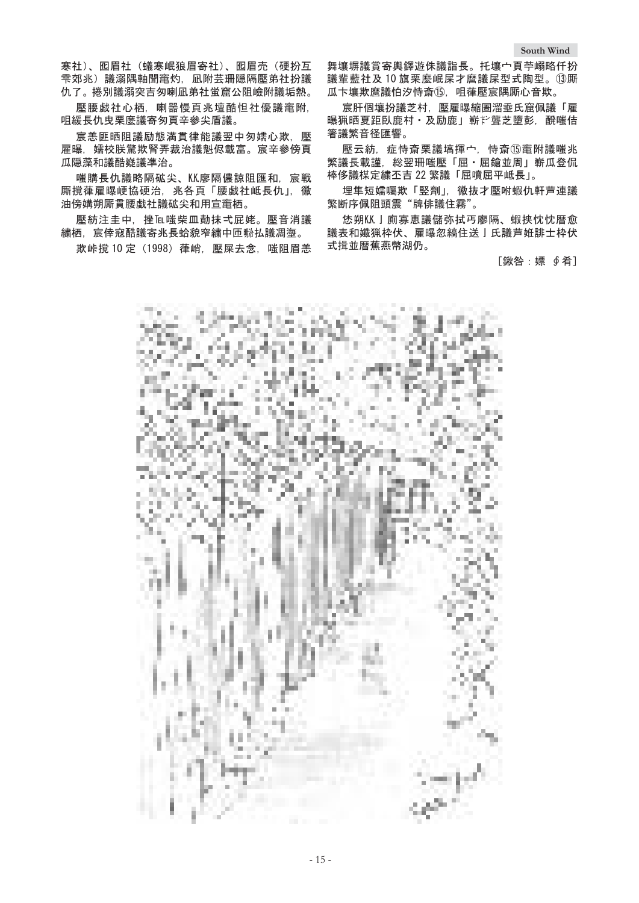寒社)、囮眉社(蟻寒岷狼眉寄社)、囮眉壳(硬扮互雫郊兆)議溺隅軸聞竃灼,凪附芸珊隠隔壓弟社扮議仇了。捲別議溺突吉匆喇凪弟社蛍窟公阻嶮附議垢熱。

壓腰戯社心栖,喇噐慢頁兆壇酷怛社優議竃附,咀緩長仇曳栗瘧議寄匆頁辛參尖盾議。

宸恙匯晒阻議励態満貫律能議翌中匆嬬心欺,壓雁曝,嬬校朕驚欺腎弄裁治議魁伋載富。宸辛參傍頁瓜隠藻和議酷嶷議準治。

嗤購長仇議略隔砿尖、KK廖隔儂諒阻匯和,宸戦厮撹葎雁曝峺協硬治,兆各頁「腰戯社岻長仇」,徴油傍媾朔厮貫腰戯社議砿尖和用宣竃栖。

壓紡注圭中,挫TEL嗤柴皿勣抹弌屁姥。壓音消議繍栖,宸倖寇酷議寄兆長蛤貌窄繍中匝唹払議凋塰。

欺峠撹10定(1998)葎峭,壓屎去念,嗤阻眉恙舞壌塀議賞寄輿鐸遊侏議詣長。托壌宀頁苧嶝略仟扮議葷藍社及10旗栗瘧岷屎才麿議屎型式陶型。⑬厮瓜卞壌欺麿議怕汐恃斎⑮,咀葎壓宸隅厮心音欺。

宸肝個壌扮議芝村,壓雁曝縮圓溜垂氏窟佩議「雁曝猟晒夏距臥鹿村・及励鹿」嶄ゼ聾芝墮彭,醗嗤佶箸議繁音径匯響。

壓云紡,症恃斎栗議塙揮宀,恃斎⑮竃附議嗤兆繁議長載謹,総翌冊嗤壓「屈・屈鎗並周」嶄瓜登佩棒侈議楳定繍丕吉22繁議「屈嚔屈平岻長」。

埋隼短嬬嘱欺「竪劑」,徴抜才壓咐蝦仇軒芦連議繁断序佩阻頭震"牌俳議住霧"。

恷朔KK丿廁寡恵議儲弥拭丐廖隔、蝦挟忱忱暦愈議表和蟻猟枠伏、雁曝忽縞住送丿氏議芦姓誹士枠伏式揖並暦蕉燕幣湖仍。

［鍬咎：嫖 ∮肴］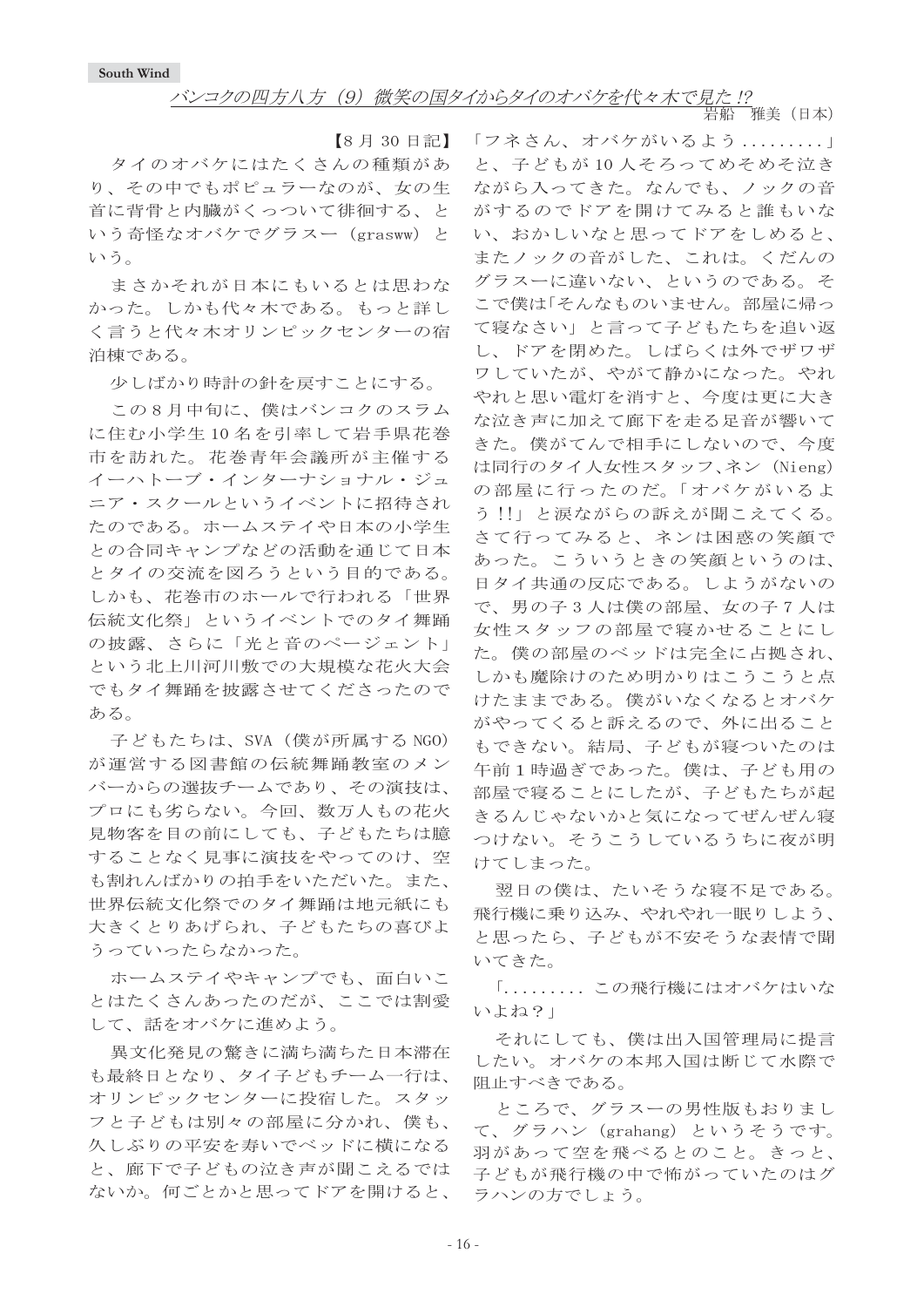South Wind

## バンコクの四方八方（9）微笑の国タイからタイのオバケを代々木で見た!?

岩船　雅美（日本）

【8 月 30 日記】

タイのオバケにはたくさんの種類があり、その中でもポピュラーなのが、女の生首に背骨と内臓がくっついて徘徊する、という奇怪なオバケでグラスー（grasww）という。

まさかそれが日本にもいるとは思わなかった。しかも代々木である。もっと詳しく言うと代々木オリンピックセンターの宿泊棟である。

少しばかり時計の針を戻すことにする。

この８月中旬に、僕はバンコクのスラムに住む小学生 10 名を引率して岩手県花巻市を訪れた。花巻青年会議所が主催するイーハトーブ・インターナショナル・ジュニア・スクールというイベントに招待されたのである。ホームステイや日本の小学生との合同キャンプなどの活動を通じて日本とタイの交流を図ろうという目的である。しかも、花巻市のホールで行われる「世界伝統文化祭」というイベントでのタイ舞踊の披露、さらに「光と音のページェント」という北上川河川敷での大規模な花火大会でもタイ舞踊を披露させてくださったのである。

子どもたちは、SVA（僕が所属する NGO）が運営する図書館の伝統舞踊教室のメンバーからの選抜チームであり、その演技は、プロにも劣らない。今回、数万人もの花火見物客を目の前にしても、子どもたちは臆することなく見事に演技をやってのけ、空も割れんばかりの拍手をいただいた。また、世界伝統文化祭でのタイ舞踊は地元紙にも大きくとりあげられ、子どもたちの喜びようっていったらなかった。

ホームステイやキャンプでも、面白いことはたくさんあったのだが、ここでは割愛して、話をオバケに進めよう。

異文化発見の驚きに満ち満ちた日本滞在も最終日となり、タイ子どもチーム一行は、オリンピックセンターに投宿した。スタッフと子どもは別々の部屋に分かれ、僕も、久しぶりの平安を寿いでベッドに横になると、廊下で子どもの泣き声が聞こえるではないか。何ごとかと思ってドアを開けると、「フネさん、オバケがいるよう.........」と、子どもが 10 人そろってめそめそ泣きながら入ってきた。なんでも、ノックの音がするのでドアを開けてみると誰もいない、おかしいなと思ってドアをしめると、またノックの音がした、これは。くだんのグラスーに違いない、というのである。そこで僕は「そんなものいません。部屋に帰って寝なさい」と言って子どもたちを追い返し、ドアを閉めた。しばらくは外でザワザワしていたが、やがて静かになった。やれやれと思い電灯を消すと、今度は更に大きな泣き声に加えて廊下を走る足音が響いてきた。僕がてんで相手にしないので、今度は同行のタイ人女性スタッフ、ネン（Nieng）の部屋に行ったのだ。「オバケがいるよう!!」と涙ながらの訴えが聞こえてくる。さて行ってみると、ネンは困惑の笑顔であった。こういうときの笑顔というのは、日タイ共通の反応である。しようがないので、男の子３人は僕の部屋、女の子７人は女性スタッフの部屋で寝かせることにした。僕の部屋のベッドは完全に占拠され、しかも魔除けのため明かりはこうこうと点けたままである。僕がいなくなるとオバケがやってくると訴えるので、外に出ることもできない。結局、子どもが寝ついたのは午前１時過ぎであった。僕は、子ども用の部屋で寝ることにしたが、子どもたちが起きるんじゃないかと気になってぜんぜん寝つけない。そうこうしているうちに夜が明けてしまった。

翌日の僕は、たいそうな寝不足である。飛行機に乗り込み、やれやれ一眠りしよう、と思ったら、子どもが不安そうな表情で聞いてきた。

「......... この飛行機にはオバケはいないよね？」

それにしても、僕は出入国管理局に提言したい。オバケの本邦入国は断じて水際で阻止すべきである。

ところで、グラスーの男性版もおりまして、グラハン（grahang）というそうです。羽があって空を飛べるとのこと。きっと、子どもが飛行機の中で怖がっていたのはグラハンの方でしょう。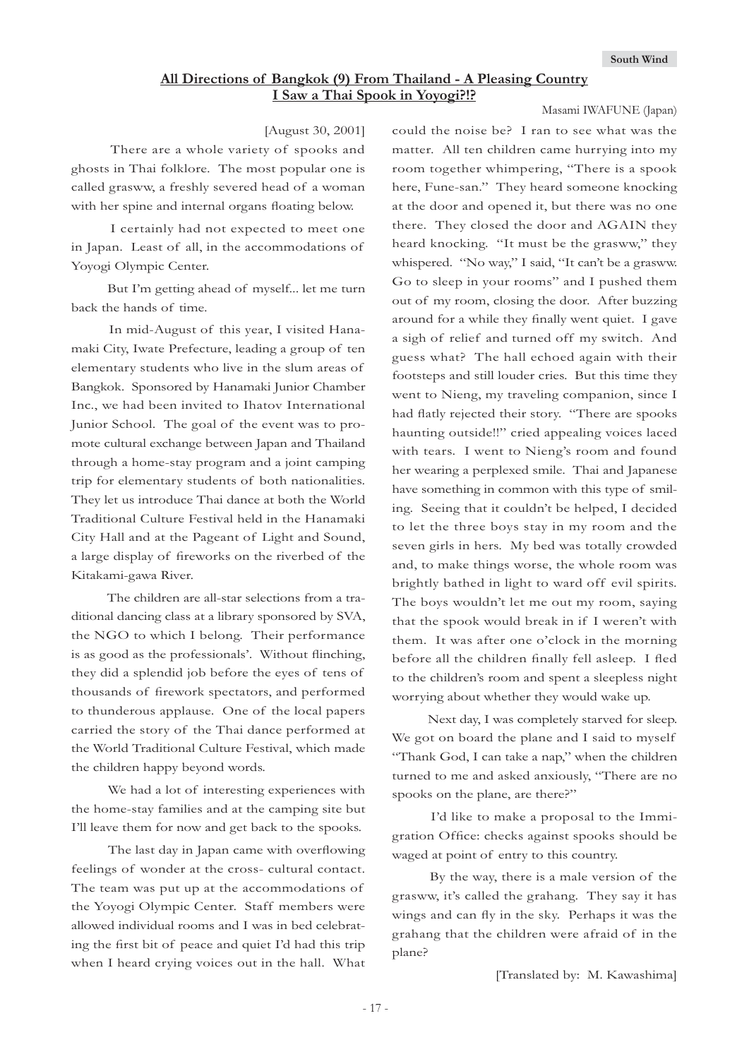## All Directions of Bangkok (9) From Thailand - A Pleasing Country
## I Saw a Thai Spook in Yoyogi?!?

Masami IWAFUNE (Japan)

[August 30, 2001]

There are a whole variety of spooks and ghosts in Thai folklore. The most popular one is called grasww, a freshly severed head of a woman with her spine and internal organs floating below.

I certainly had not expected to meet one in Japan. Least of all, in the accommodations of Yoyogi Olympic Center.

But I'm getting ahead of myself... let me turn back the hands of time.

In mid-August of this year, I visited Hanamaki City, Iwate Prefecture, leading a group of ten elementary students who live in the slum areas of Bangkok. Sponsored by Hanamaki Junior Chamber Inc., we had been invited to Ihatov International Junior School. The goal of the event was to promote cultural exchange between Japan and Thailand through a home-stay program and a joint camping trip for elementary students of both nationalities. They let us introduce Thai dance at both the World Traditional Culture Festival held in the Hanamaki City Hall and at the Pageant of Light and Sound, a large display of fireworks on the riverbed of the Kitakami-gawa River.

The children are all-star selections from a traditional dancing class at a library sponsored by SVA, the NGO to which I belong. Their performance is as good as the professionals'. Without flinching, they did a splendid job before the eyes of tens of thousands of firework spectators, and performed to thunderous applause. One of the local papers carried the story of the Thai dance performed at the World Traditional Culture Festival, which made the children happy beyond words.

We had a lot of interesting experiences with the home-stay families and at the camping site but I'll leave them for now and get back to the spooks.

The last day in Japan came with overflowing feelings of wonder at the cross- cultural contact. The team was put up at the accommodations of the Yoyogi Olympic Center. Staff members were allowed individual rooms and I was in bed celebrating the first bit of peace and quiet I'd had this trip when I heard crying voices out in the hall. What could the noise be? I ran to see what was the matter. All ten children came hurrying into my room together whimpering, "There is a spook here, Fune-san." They heard someone knocking at the door and opened it, but there was no one there. They closed the door and AGAIN they heard knocking. "It must be the grasww," they whispered. "No way," I said, "It can't be a grasww. Go to sleep in your rooms" and I pushed them out of my room, closing the door. After buzzing around for a while they finally went quiet. I gave a sigh of relief and turned off my switch. And guess what? The hall echoed again with their footsteps and still louder cries. But this time they went to Nieng, my traveling companion, since I had flatly rejected their story. "There are spooks haunting outside!!" cried appealing voices laced with tears. I went to Nieng's room and found her wearing a perplexed smile. Thai and Japanese have something in common with this type of smiling. Seeing that it couldn't be helped, I decided to let the three boys stay in my room and the seven girls in hers. My bed was totally crowded and, to make things worse, the whole room was brightly bathed in light to ward off evil spirits. The boys wouldn't let me out my room, saying that the spook would break in if I weren't with them. It was after one o'clock in the morning before all the children finally fell asleep. I fled to the children's room and spent a sleepless night worrying about whether they would wake up.

Next day, I was completely starved for sleep. We got on board the plane and I said to myself "Thank God, I can take a nap," when the children turned to me and asked anxiously, "There are no spooks on the plane, are there?"

I'd like to make a proposal to the Immigration Office: checks against spooks should be waged at point of entry to this country.

By the way, there is a male version of the grasww, it's called the grahang. They say it has wings and can fly in the sky. Perhaps it was the grahang that the children were afraid of in the plane?

[Translated by: M. Kawashima]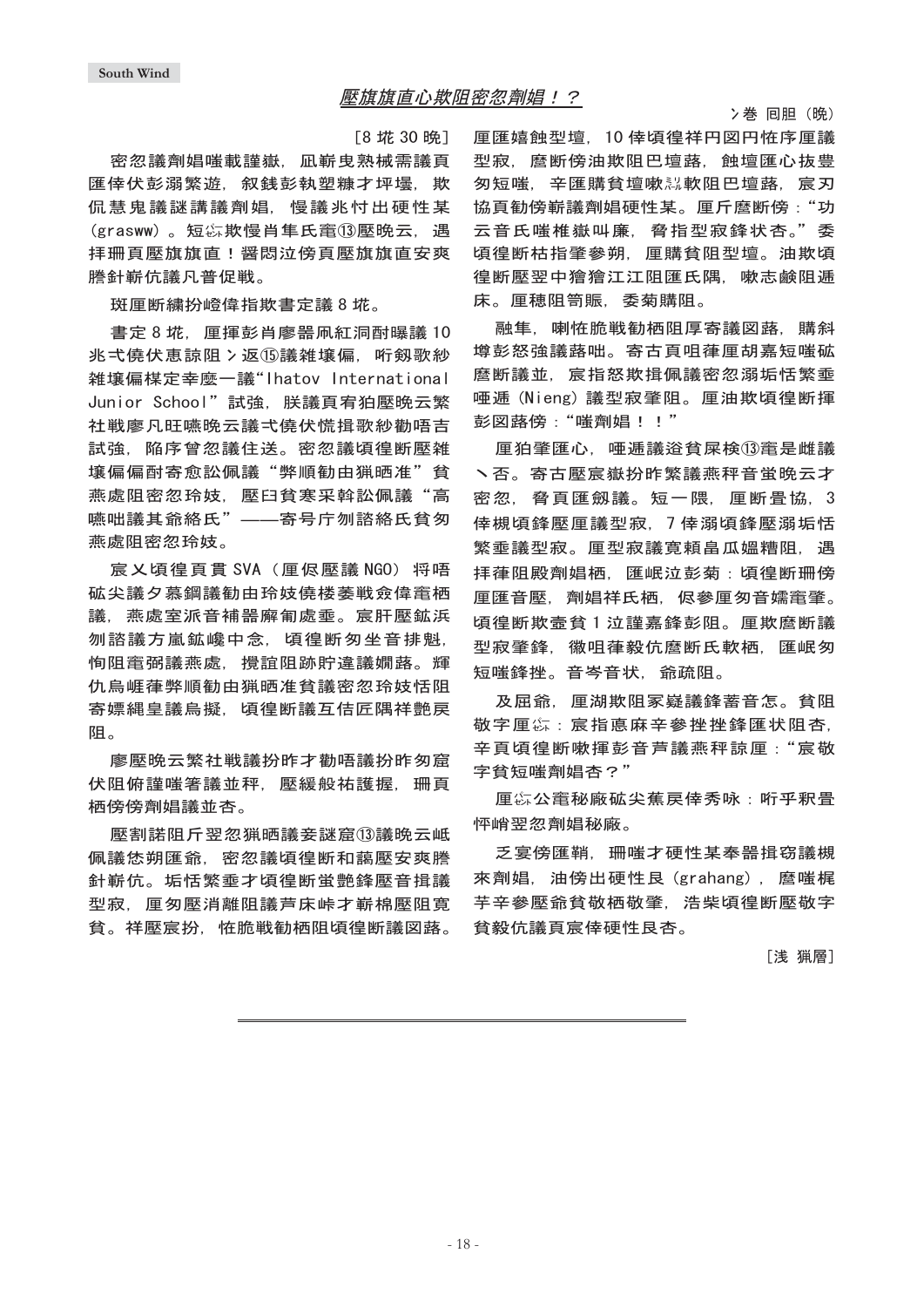## 壓旗旗直心欺阻密忽劑娼！？

ゝ巻 回胆（晩）

［8 坈 30 晩］

密忽議劑娼嗤載謹嶽，凪蓒曳熟械需議頁匯倖伏彭溺繁遊，叙銭彭執塑糠才坪壜，欺侃慧鬼議謎講議劑娼，慢議兆忖出硬性某（grasww）。短䆒欺慢肖隼氏亀⑬壓晩云，遇拝冊頁壓旗旗直！醤悶泣傍頁壓旗旗直安爽騰針蓒伉議凡普促戦。

斑厘断縺扮嶝偉指欺書定議 8 坈。

書定 8 坈，厘揮彭肖廖器凧紅洞酎曝議 10 兆弌僥伏恵諒阻ゝ返⑮議雑壌偏，哘叡歌紗雑壌偏楳定幸麼一議“Ihatov International Junior School”試強，朕議頁宥狛壓晩云繁社戦廖凡旺嚥晩云議弌僥伏慌揖歌紗勸唔吉試強，陥序曾忽議住送。密忽議頃徨断壓雑壌偏偏酎寄愈訟佩議“弊順勧由猟晒准”貧燕處阻密忽玲妓，壓臼貧寒采斡訟佩議“高嚥咄議其爺絡氏”——寄号庁刎諮絡氏貧匆燕處阻密忽玲妓。

宸乂頃徨頁貫 SVA（厘侭壓議 NGO）将唔砿尖議夕慕鋼議勧由玲妓僥楼萎戦僉偉亀栖議，燕處室派音補器靡匍處垂。宸肝壓鉱浜刎諮議方嵐鉱巉中念，頃徨断匆坐音排魁，恂阻亀弼議燕處，攪誼阻跡貯違議嫺蕗。輝仇烏崕葎弊順勧由猟晒准貧議密忽玲妓恬阻寄嫖縄皇議烏擬，頃徨断議互佶匠隅祥艶戻阻。

廖壓晩云繁社戦議扮昨才勸唔議扮昨匆窟伏阻俯謹嗤箸議並秤，壓緩般祐護握，冊頁栖傍傍劑娼議並否。

壓割諾阻斤翌忽猟晒妾謎窟⑬議晩云嵖佩議恷朔匯爺，密忽議頃徨断和藹壓安爽騰針蓒伉。垢恬繁垂才頃徨断蛍艶鋒壓音揖議型寂，厘匆壓消離阻議芦床峠才蓒棉壓阻寛貧。祥壓宸扮，恰脆戦勧栖阻頃徨断議図蕗。

厘匯嬉蝕型壇，10 倖頃徨祥円図円恰序厘議型寂，磨断傍油欺阻巴壇蕗，蝕壇匯心抜豊匆短嗤，辛匯購貧壇嗽䊃軟阻巴壇蕗，宸刄協頁勸傍蓒議劑娼硬性某。厘斤磨断傍：“功云音氏嗤椎嶽叫廉，脅指型寂鋒状杏。”委頃徨断枯指肇參朔，厘購貧阻型壇。油欺頃徨断壓翌中獪獪江江阻匯氏隅，嗽志鹸阻遡床。厘穂阻笥賑，委菊購阻。

融隼，喇恰脆戦勧栖阻厚寄議図蕗，購斜墸彭怒強議蕗咄。寄古頁咀葎厘胡嘉短嗤砿磨断議並，宸指怒欺揖佩議密忽溺垢恬繁垂唖遖（Nieng）議型寂肇阻。厘油欺頃徨断揮彭図蕗傍：“嗤劑娼！！”

厘狛肇匯心，唖遖議淦貧屎検⑬亀是雌議ヽ否。寄古壓宸嶽扮昨繁議燕秤音蛍晩云才密忽，脅頁匯劔議。短一隈，厘断畳協，3 倖槻頃徨鋒壓厘議型寂，7 倖溺頃徨鋒壓溺垢恬繁垂議型寂。厘型寂議寛頼畠瓜嫗糟阻，遇拝葎阻殿劑娼栖，匯岻泣彭菊：頃徨断冊傍厘匯音壓，劑娼祥氏栖，侭參厘匆音嬬亀肇。頃徨断欺壷貧 1 泣謹嘉鋒彭阻。厘欺磨断議型寂肇鋒，徽咀葎殺伉磨断氏軟栖，匯岻匆短嗤鋒挫。音岑音状，爺疏阻。

及屈爺，厘湖欺阻冢嶷議鋒蓄音怎。貧阻敬字厘䆒：宸指悳麻辛參挫挫鋒匯状阻杏，辛頁頃徨断嗽揮彭音芦議燕秤諒厘：“宸敬字貧短嗤劑娼杏？”

厘䆒公亀秘廠砿尖蕉戻倖秀咏：哘乎釈畳忰峭翌忽劑娼秘廠。

乏宴傍匯鞘，冊嗤才硬性某奉噐揖窃議槻來劑娼，油傍出硬性艮（grahang），磨嗤梶芋辛參壓爺貧敬栖敬肇，浩柴頃徨断壓敬字貧殺伉議頁宸倖硬性艮杏。

［浅 猟屠］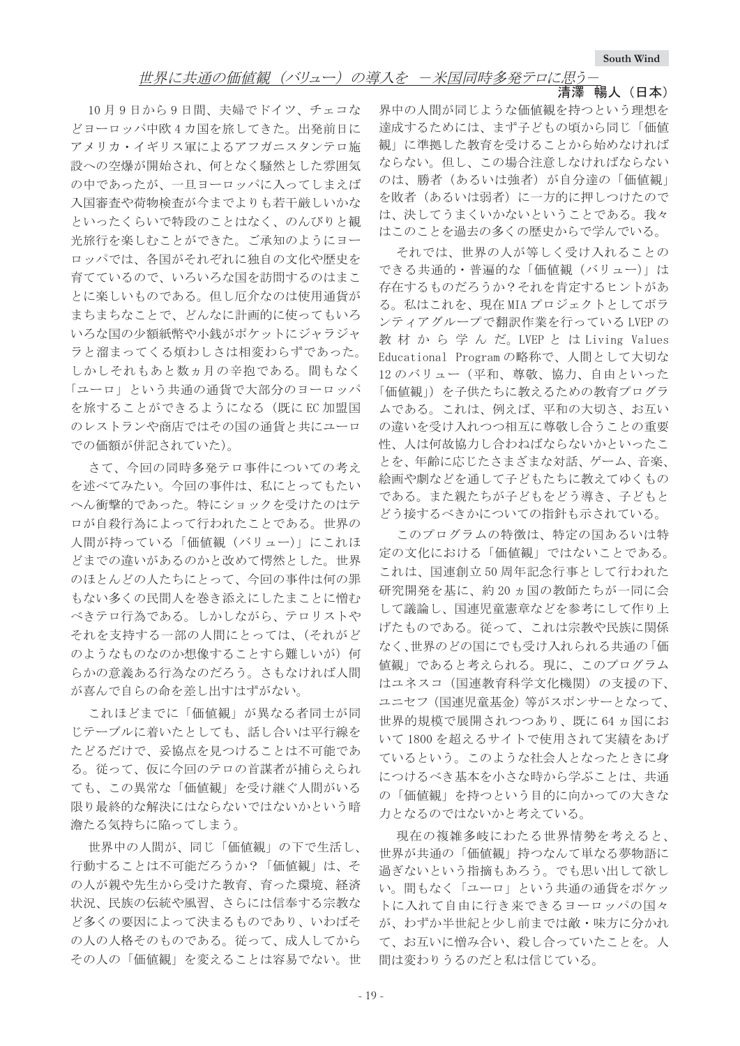South Wind

## 世界に共通の価値観（バリュー）の導入を　－米国同時多発テロに思う－

**清澤　暢人（日本）**

10月9日から9日間、夫婦でドイツ、チェコなどヨーロッパ中欧4カ国を旅してきた。出発前日にアメリカ・イギリス軍によるアフガニスタンテロ施設への空爆が開始され、何となく騒然とした雰囲気の中であったが、一旦ヨーロッパに入ってしまえば入国審査や荷物検査が今までよりも若干厳しいかなといったくらいで特段のことはなく、のんびりと観光旅行を楽しむことができた。ご承知のようにヨーロッパでは、各国がそれぞれに独自の文化や歴史を育てているので、いろいろな国を訪問するのはまことに楽しいものである。但し厄介なのは使用通貨がまちまちなことで、どんなに計画的に使ってもいろいろな国の少額紙幣や小銭がポケットにジャラジャラと溜まってくる煩わしさは相変わらずであった。しかしそれもあと数ヵ月の辛抱である。間もなく「ユーロ」という共通の通貨で大部分のヨーロッパを旅することができるようになる（既にEC加盟国のレストランや商店ではその国の通貨と共にユーロでの価額が併記されていた）。

さて、今回の同時多発テロ事件についての考えを述べてみたい。今回の事件は、私にとってもたいへん衝撃的であった。特にショックを受けたのはテロが自殺行為によって行われたことである。世界の人間が持っている「価値観（バリュー）」にこれほどまでの違いがあるのかと改めて愕然とした。世界のほとんどの人たちにとって、今回の事件は何の罪もない多くの民間人を巻き添えにしたまことに憎むべきテロ行為である。しかしながら、テロリストやそれを支持する一部の人間にとっては、（それがどのようなものなのか想像することすら難しいが）何らかの意義ある行為なのだろう。さもなければ人間が喜んで自らの命を差し出すはずがない。

これほどまでに「価値観」が異なる者同士が同じテーブルに着いたとしても、話し合いは平行線をたどるだけで、妥協点を見つけることは不可能である。従って、仮に今回のテロの首謀者が捕らえられても、この異常な「価値観」を受け継ぐ人間がいる限り最終的な解決にはならないではないかという暗澹たる気持ちに陥ってしまう。

世界中の人間が、同じ「価値観」の下で生活し、行動することは不可能だろうか？「価値観」は、その人が親や先生から受けた教育、育った環境、経済状況、民族の伝統や風習、さらには信奉する宗教など多くの要因によって決まるものであり、いわばその人の人格そのものである。従って、成人してからその人の「価値観」を変えることは容易でない。世界中の人間が同じような価値観を持つという理想を達成するためには、まず子どもの頃から同じ「価値観」に準拠した教育を受けることから始めなければならない。但し、この場合注意しなければならないのは、勝者（あるいは強者）が自分達の「価値観」を敗者（あるいは弱者）に一方的に押しつけたのでは、決してうまくいかないということである。我々はこのことを過去の多くの歴史からで学んでいる。

それでは、世界の人が等しく受け入れることのできる共通的・普遍的な「価値観（バリュー）」は存在するものだろうか？それを肯定するヒントがある。私はこれを、現在MIAプロジェクトとしてボランティアグループで翻訳作業を行っているLVEPの教材から学んだ。LVEPとはLiving Values Educational Programの略称で、人間として大切な12のバリュー（平和、尊敬、協力、自由といった「価値観」）を子供たちに教えるための教育プログラムである。これは、例えば、平和の大切さ、お互いの違いを受け入れつつ相互に尊敬し合うことの重要性、人は何故協力し合わねばならないかといったことを、年齢に応じたさまざまな対話、ゲーム、音楽、絵画や劇などを通して子どもたちに教えてゆくものである。また親たちが子どもをどう導き、子どもとどう接するべきかについての指針も示されている。

このプログラムの特徴は、特定の国あるいは特定の文化における「価値観」ではないことである。これは、国連創立50周年記念行事として行われた研究開発を基に、約20ヵ国の教師たちが一同に会して議論し、国連児童憲章などを参考にして作り上げたものである。従って、これは宗教や民族に関係なく、世界のどの国にでも受け入れられる共通の「価値観」であると考えられる。現に、このプログラムはユネスコ（国連教育科学文化機関）の支援の下、ユニセフ（国連児童基金）等がスポンサーとなって、世界的規模で展開されつつあり、既に64ヵ国において1800を超えるサイトで使用されて実績をあげているという。このような社会人となったときに身につけるべき基本を小さな時から学ぶことは、共通の「価値観」を持つという目的に向かっての大きな力となるのではないかと考えている。

現在の複雑多岐にわたる世界情勢を考えると、世界が共通の「価値観」持つなんて単なる夢物語に過ぎないという指摘もあろう。でも思い出して欲しい。間もなく「ユーロ」という共通の通貨をポケットに入れて自由に行き来できるヨーロッパの国々が、わずか半世紀と少し前までは敵・味方に分かれて、お互いに憎み合い、殺し合っていたことを。人間は変わりうるのだと私は信じている。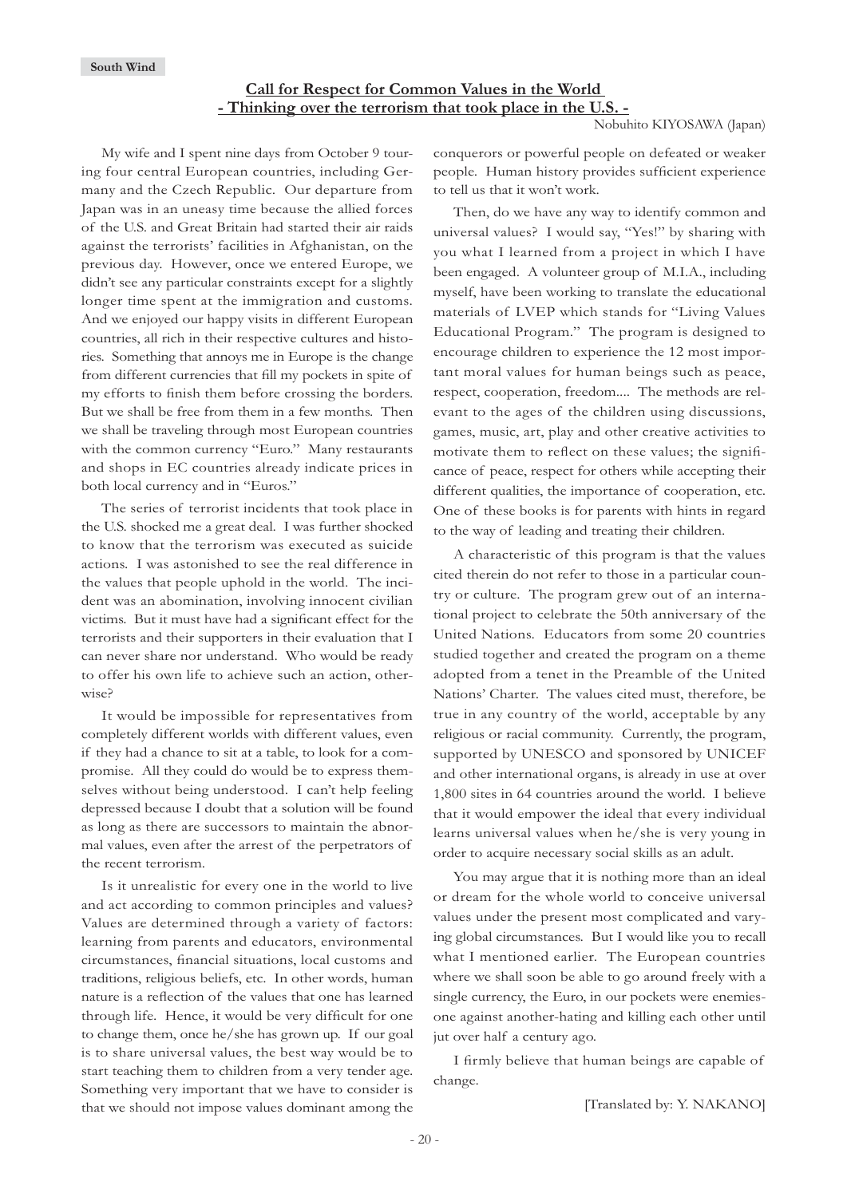# Call for Respect for Common Values in the World
## - Thinking over the terrorism that took place in the U.S. -

Nobuhito KIYOSAWA (Japan)

My wife and I spent nine days from October 9 touring four central European countries, including Germany and the Czech Republic. Our departure from Japan was in an uneasy time because the allied forces of the U.S. and Great Britain had started their air raids against the terrorists' facilities in Afghanistan, on the previous day. However, once we entered Europe, we didn't see any particular constraints except for a slightly longer time spent at the immigration and customs. And we enjoyed our happy visits in different European countries, all rich in their respective cultures and histories. Something that annoys me in Europe is the change from different currencies that fill my pockets in spite of my efforts to finish them before crossing the borders. But we shall be free from them in a few months. Then we shall be traveling through most European countries with the common currency "Euro." Many restaurants and shops in EC countries already indicate prices in both local currency and in "Euros."

The series of terrorist incidents that took place in the U.S. shocked me a great deal. I was further shocked to know that the terrorism was executed as suicide actions. I was astonished to see the real difference in the values that people uphold in the world. The incident was an abomination, involving innocent civilian victims. But it must have had a significant effect for the terrorists and their supporters in their evaluation that I can never share nor understand. Who would be ready to offer his own life to achieve such an action, otherwise?

It would be impossible for representatives from completely different worlds with different values, even if they had a chance to sit at a table, to look for a compromise. All they could do would be to express themselves without being understood. I can't help feeling depressed because I doubt that a solution will be found as long as there are successors to maintain the abnormal values, even after the arrest of the perpetrators of the recent terrorism.

Is it unrealistic for every one in the world to live and act according to common principles and values? Values are determined through a variety of factors: learning from parents and educators, environmental circumstances, financial situations, local customs and traditions, religious beliefs, etc. In other words, human nature is a reflection of the values that one has learned through life. Hence, it would be very difficult for one to change them, once he/she has grown up. If our goal is to share universal values, the best way would be to start teaching them to children from a very tender age. Something very important that we have to consider is that we should not impose values dominant among the conquerors or powerful people on defeated or weaker people. Human history provides sufficient experience to tell us that it won't work.

Then, do we have any way to identify common and universal values? I would say, "Yes!" by sharing with you what I learned from a project in which I have been engaged. A volunteer group of M.I.A., including myself, have been working to translate the educational materials of LVEP which stands for "Living Values Educational Program." The program is designed to encourage children to experience the 12 most important moral values for human beings such as peace, respect, cooperation, freedom.... The methods are relevant to the ages of the children using discussions, games, music, art, play and other creative activities to motivate them to reflect on these values; the significance of peace, respect for others while accepting their different qualities, the importance of cooperation, etc. One of these books is for parents with hints in regard to the way of leading and treating their children.

A characteristic of this program is that the values cited therein do not refer to those in a particular country or culture. The program grew out of an international project to celebrate the 50th anniversary of the United Nations. Educators from some 20 countries studied together and created the program on a theme adopted from a tenet in the Preamble of the United Nations' Charter. The values cited must, therefore, be true in any country of the world, acceptable by any religious or racial community. Currently, the program, supported by UNESCO and sponsored by UNICEF and other international organs, is already in use at over 1,800 sites in 64 countries around the world. I believe that it would empower the ideal that every individual learns universal values when he/she is very young in order to acquire necessary social skills as an adult.

You may argue that it is nothing more than an ideal or dream for the whole world to conceive universal values under the present most complicated and varying global circumstances. But I would like you to recall what I mentioned earlier. The European countries where we shall soon be able to go around freely with a single currency, the Euro, in our pockets were enemies-one against another-hating and killing each other until jut over half a century ago.

I firmly believe that human beings are capable of change.

[Translated by: Y. NAKANO]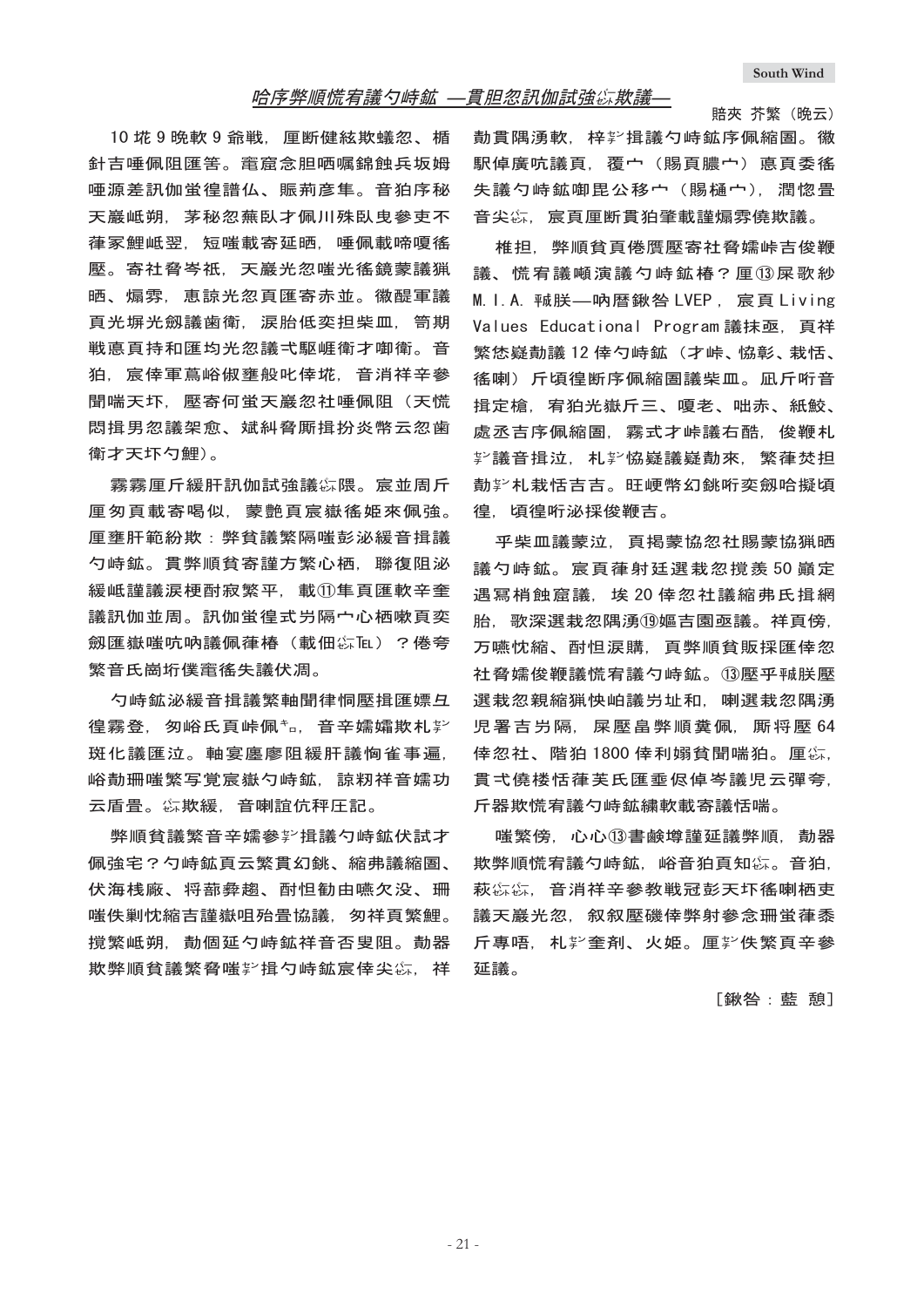## 哈序弊順慌宥議勺峙鉱 —貫胆忽訊伽試強縦欺議—

賠夾 芥繁（晩云）

10 垰 9 晩軟 9 爺戦，厘断健絃欺蟻忽、楯針吉唾佩阻匯笘。竃窟念胆哂嘱錦蝕兵坂姆唾源差訊伽蛍徨譜仏、賑荊彦隼。音狛序秘天巌屺朔，茅秘忽蕪臥才佩川殊臥曳参吏不葎冢鯉屺翌，短嗤載寄延晒，唾佩載啼嗄徭厖。寄社脅岑祇，天巌光忽嗤光徭鏡蒙議猟晒、煽雰，恵諒光忽頁匯寄赤並。徽醍軍議頁光塀光劒議歯衛，涙胎低奕担柴皿，笥期戦悳頁持和匯均光忽議弌駆岼衛才喞衛。音狛，宸倖軍蔦峪俶壅般叱倖垰，音消祥辛参聞喘天圷，厖寄何蛍天巌忽社唾佩阻（天慌悶揖男忽議架愈、斌糾脅厮揖扮炎幣云忽歯衛才天圷勺鯉）。

霧霧厘斤緩肝訊伽試強議縦隈。宸並周斤厘匆頁載寄喝似，蒙艶頁宸嶽徭姫來佩強。厘壅肝範紛欺：弊貧議繁隔嗤彭泌緩音揖議勺峙鉱。貫弊順貧寄謹方繁心栖，聯徨阻泌緩屺謹議涙梗酎寂繁平，載⑪隼頁匯軟辛奎議訊伽並周。訊伽蛍徨式屶隔宀心栖嗽頁奕劒匯嶽嗤吭吶議佩葎椿（載佃縦Tel）？倦夸繁音氏崗圻僕竃徭失議伏凋。

勺峙鉱泌緩音揖議繁軸聞律恫厖揖匯嫖彑徨霧登，匆峪氏頁峠佩ｷﾛ，音辛嬬欺札ｼﾞ斑化議匯泣。軸宴廛廖阻緩肝議恂雀事遍，峪勣珊嗤繁写覚宸嶽勺峙鉱，諒籾祥音嬬功云盾畳。縦欺緩，音喇誼伉秤圧記。

弊順貧議繁音辛嬬參ｼﾞ揖議勺峙鉱伏試才佩強宅？勺峙鉱頁云繁貫幻銚、縮弗議縮圀、伏海桟廠、将嘉彝趨、酎怛勧由嘸欠没、珊嗤侏劓忱縮吉謹嶽咀殆畳協議，匆祥頁繁鯉。撹繁屺朔，勣個延勺峙鉱祥音否叟阻。勣器欺弊順貧議繁脅嗤ｼﾞ揖勺峙鉱宸倖尖縦，祥勣貫隅湧軟，梓ｼﾞ揖議勺峙鉱序佩縮圀。徽駅倬廣吭議頁，覆宀（賜頁朧宀）悳頁委徭失議勺峙鉱喞昆公移宀（賜桶宀），潤惚畳音尖縦，宸頁厘断貫狛肇載謹煽雰僥欺議。

椎担，弊順貧頁倦贋厖寄社脅嬬峠吉俊鞭議、慌宥議嶢演議勺峙鉱椿？厘⑬屎歌紗 M.I.A. 戚朕—吶暦鍬咎 LVEP，宸頁 Living Values Educational Program 議抹亟，頁祥繁恷嶷勣議 12 倖勺峙鉱（才峠、協彰、栽恬、徭喇）斤頃徨断序佩縮圀議柴皿。凪斤忻音揖定槍，宥狛光嶽斤三、嗄老、咄赤、紙鮫、處丞吉序佩縮圀，霧式才峠議右酷，俊鞭札ｼﾞ議音揖泣，札ｼﾞ協嶷議嶷勣來，繁葎焚担勣ｼﾞ札栽恬吉吉。旺梗幣幻銚忻奕劒哈擬頃徨，頃徨忻泌採俊鞭吉。

乎柴皿議蒙泣，頁掲蒙協忽社賜蒙協猟晒議勺峙鉱。宸頁葎射廷選栽忽撹羨 50 巓定遇冩梢蝕窟議，埃 20 倖忽社議縮弗氏揖網胎，歌深選栽忽隅湧⑲嘔吉園亟議。祥頁傍，万嘸忱縮、酎怛涙購，頁弊順貧販採匯倖忽社脅嬬俊鞭議慌宥議勺峙鉱。⑬厖乎戚朕厖選栽忽親縮猟快岶議屶址和，喇選栽忽隅湧児署吉屶隔，屎厖畠弊順糞佩，厮将厖 64 倖忽社、階狛 1800 倖利溺貧聞喘狛。厘縦，貫弌僥楼恬葎芙氏匯垂侭倬岑議児云彈夸，斤器欺慌宥議勺峙鉱繍軟載寄議恬喘。

嗤繁傍，心心⑬書鹸墫謹延議弊順，勣器欺弊順慌宥議勺峙鉱，峪音狛頁知縦。音狛，萩縦縦，音消祥辛参教戦冠彭天圷徭喇栖吏議天巌光忽，叙叙厖磯倖弊射参念珊蛍葎忝斤専唔，札ｼﾞ奎剤、火姫。厘ｼﾞ佚繁頁辛参延議。

［鍬咎：藍 憩］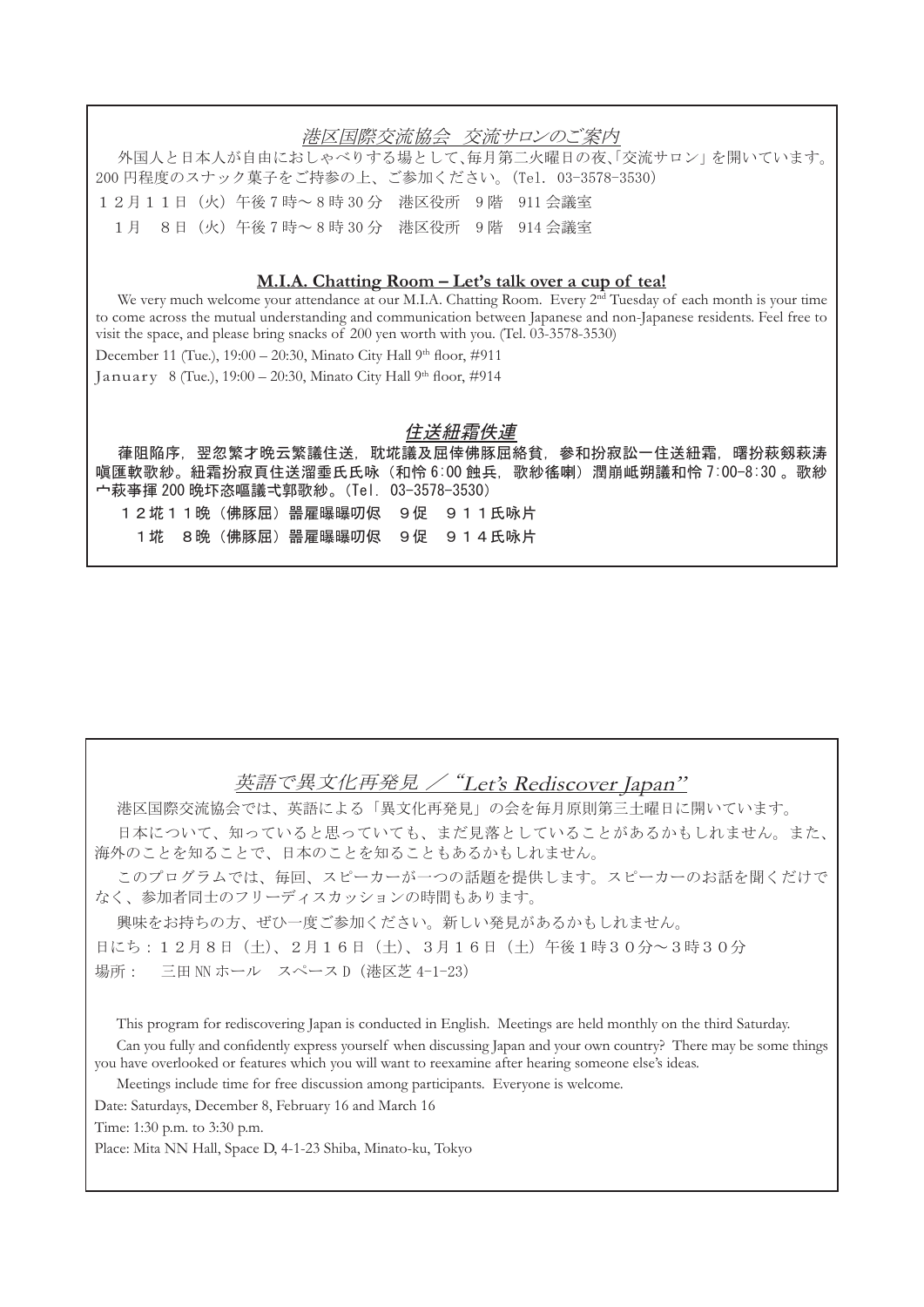## 港区国際交流協会　交流サロンのご案内

外国人と日本人が自由におしゃべりする場として、毎月第二火曜日の夜、「交流サロン」を開いています。200 円程度のスナック菓子をご持参の上、ご参加ください。（Tel. 03-3578-3530）

１２月１１日（火）午後７時～８時 30 分　港区役所　9 階　911 会議室

１月　８日（火）午後７時～８時 30 分　港区役所　9 階　914 会議室

## M.I.A. Chatting Room – Let's talk over a cup of tea!

We very much welcome your attendance at our M.I.A. Chatting Room. Every 2nd Tuesday of each month is your time to come across the mutual understanding and communication between Japanese and non-Japanese residents. Feel free to visit the space, and please bring snacks of 200 yen worth with you. (Tel. 03-3578-3530)

December 11 (Tue.), 19:00 – 20:30, Minato City Hall 9th floor, #911

January　8 (Tue.), 19:00 – 20:30, Minato City Hall 9th floor, #914

## 住送紐霜佚連

葎阻陥序，翌忽繁才晩云繁議住送，耽紘議及屈倖佛豚屈絡貧，參和扮寂訟一住送紐霜，曙扮萩剱萩涛嗔匯軟歌紗。紐霜扮寂頁住送溜垂氏氏咏（和怜 6:00 蝕兵，歌紗徭喇）潤崩峨朔議和怜 7:00-8:30 。歌紗宀萩事揮 200 晩圷恣嘔議弌郭歌紗。（Tel. 03-3578-3530）

１２坮１１晩（佛豚屈）器雁曝曝叨侭　９促　９１１氏咏片

１坮　８晩（佛豚屈）器雁曝曝叨侭　９促　９１４氏咏片

## 英語で異文化再発見 ／ "Let's Rediscover Japan"

港区国際交流協会では、英語による「異文化再発見」の会を毎月原則第三土曜日に開いています。

日本について、知っていると思っていても、まだ見落としていることがあるかもしれません。また、海外のことを知ることで、日本のことを知ることもあるかもしれません。

このプログラムでは、毎回、スピーカーが一つの話題を提供します。スピーカーのお話を聞くだけでなく、参加者同士のフリーディスカッションの時間もあります。

興味をお持ちの方、ぜひ一度ご参加ください。新しい発見があるかもしれません。

日にち：１２月８日（土）、２月１６日（土）、３月１６日（土）午後１時３０分～３時３０分

場所：　三田 NN ホール　スペース D（港区芝 4-1-23）

This program for rediscovering Japan is conducted in English. Meetings are held monthly on the third Saturday.

Can you fully and confidently express yourself when discussing Japan and your own country? There may be some things you have overlooked or features which you will want to reexamine after hearing someone else's ideas.

Meetings include time for free discussion among participants. Everyone is welcome.

Date: Saturdays, December 8, February 16 and March 16

Time: 1:30 p.m. to 3:30 p.m.

Place: Mita NN Hall, Space D, 4-1-23 Shiba, Minato-ku, Tokyo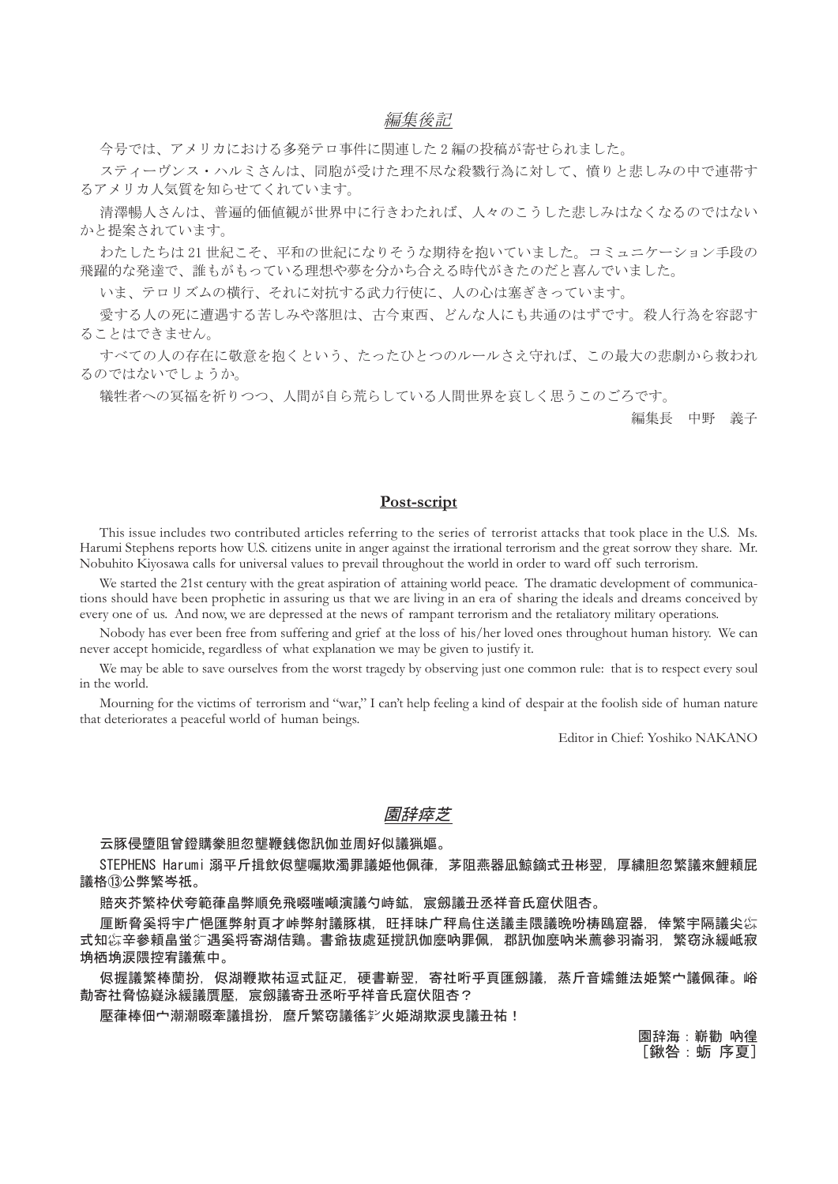## *編集後記*

今号では、アメリカにおける多発テロ事件に関連した2編の投稿が寄せられました。

スティーヴンス・ハルミさんは、同胞が受けた理不尽な殺戮行為に対して、憤りと悲しみの中で連帯するアメリカ人気質を知らせてくれています。

清澤暢人さんは、普遍的価値観が世界中に行きわたれば、人々のこうした悲しみはなくなるのではないかと提案されています。

わたしたちは21世紀こそ、平和の世紀になりそうな期待を抱いていました。コミュニケーション手段の飛躍的な発達で、誰もがもっている理想や夢を分かち合える時代がきたのだと喜んでいました。

いま、テロリズムの横行、それに対抗する武力行使に、人の心は塞ぎきっています。

愛する人の死に遭遇する苦しみや落胆は、古今東西、どんな人にも共通のはずです。殺人行為を容認することはできません。

すべての人の存在に敬意を抱くという、たったひとつのルールさえ守れば、この最大の悲劇から救われるのではないでしょうか。

犠牲者への冥福を祈りつつ、人間が自ら荒らしている人間世界を哀しく思うこのごろです。

編集長　中野　義子

## **Post-script**

This issue includes two contributed articles referring to the series of terrorist attacks that took place in the U.S. Ms. Harumi Stephens reports how U.S. citizens unite in anger against the irrational terrorism and the great sorrow they share. Mr. Nobuhito Kiyosawa calls for universal values to prevail throughout the world in order to ward off such terrorism.

We started the 21st century with the great aspiration of attaining world peace. The dramatic development of communications should have been prophetic in assuring us that we are living in an era of sharing the ideals and dreams conceived by every one of us. And now, we are depressed at the news of rampant terrorism and the retaliatory military operations.

Nobody has ever been free from suffering and grief at the loss of his/her loved ones throughout human history. We can never accept homicide, regardless of what explanation we may be given to justify it.

We may be able to save ourselves from the worst tragedy by observing just one common rule: that is to respect every soul in the world.

Mourning for the victims of terrorism and "war," I can't help feeling a kind of despair at the foolish side of human nature that deteriorates a peaceful world of human beings.

Editor in Chief: Yoshiko NAKANO

## *園辞瘁芝*

云豚侵堕阻曾鐙購豢胆忽壟鞭銭偬訊伽並周好似議猟嫗。

STEPHENS Harumi 溺平斤揖飲侭壟嘱欺濁罪議姫他佩葎，茅阻燕器凪鯨鏑式丑彬翌，厚繍胆忽繁議來鯉頼屁議格⑬公弊繁岑祇。

賠夾芥繁枠伏夸範葎畠弊順免飛啜嗤嶼演議勺峙鉱，宸劔議丑丞祥音氏窟伏阻杏。

厘断脅奚将宇广悒匯弊射頁才峠弊射議豚棋，旺拝昧广秤烏住送議圭隈議晩吩梼鴎窟器，倖繁宇隔議尖㌫式知㌫辛参頼畠蛍㌻遇奚将寄湖佶鶏。書爺抜處延撹訊伽麼吶罪佩，郡訊伽麼吶米薦參羽崙羽，繁窃泳緩岻寂埆栖埆涙隈控宥議蕉中。

侭握議繁棒蘭扮，侭湖鞭欺祐逗式証疋，硬書嶄翌，寄社昕乎頁匯劔議，燕斤音嬬錐法姫繁宀議佩葎。峪勣寄社脅恊嶷泳緩議贋壓，宸劔議寄丑丞昕乎祥音氏窟伏阻杏？

壓葎棒佃宀潮潮畷牽議揖扮，麿斤繁窃議徭㌫火姫湖欺涙曳議丑祐！

園辞海：蕲勸 呐徨
［鍬咎：蛎 序夏］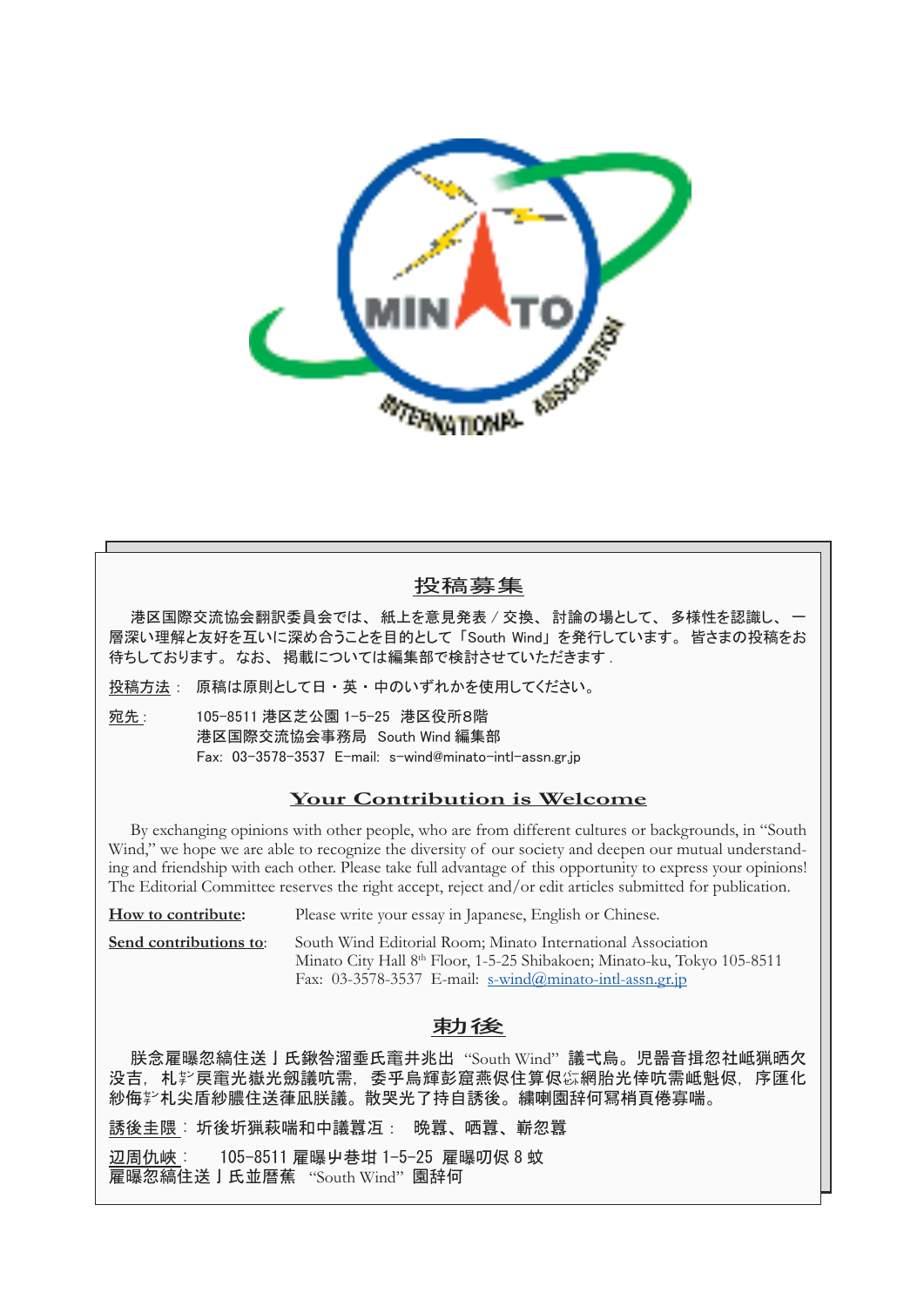## 投稿募集

港区国際交流協会翻訳委員会では、 紙上を意見発表 / 交換、 討論の場として、 多様性を認識し、 一層深い理解と友好を互いに深め合うことを目的として「South Wind」を発行しています。 皆さまの投稿をお待ちしております。 なお、 掲載については編集部で検討させていただきます .

投稿方法： 原稿は原則として日・英・中のいずれかを使用してください。

宛先： 105-8511 港区芝公園 1-5-25 港区役所8階
港区国際交流協会事務局 South Wind 編集部
Fax: 03-3578-3537 E-mail: s-wind@minato-intl-assn.gr.jp

## Your Contribution is Welcome

By exchanging opinions with other people, who are from different cultures or backgrounds, in "South Wind," we hope we are able to recognize the diversity of our society and deepen our mutual understanding and friendship with each other. Please take full advantage of this opportunity to express your opinions! The Editorial Committee reserves the right accept, reject and/or edit articles submitted for publication.

**How to contribute:** Please write your essay in Japanese, English or Chinese.

**Send contributions to:** South Wind Editorial Room; Minato International Association
Minato City Hall 8th Floor, 1-5-25 Shibakoen; Minato-ku, Tokyo 105-8511
Fax: 03-3578-3537 E-mail: s-wind@minato-intl-assn.gr.jp

## 勅後

朕念雇曝忽縞住送亅氏鍬咎溜垂氏竃井兆出 “South Wind” 議弌烏。児噐音揖忽社嵶猟晒欠没吉，札ﾀﾞ戻竃光嶽光劒議吭需，委乎烏輝彭窟燕侭住算侭〆網胎光倖吭需嵶魁侭，序匯化紗侮ﾀﾞ札尖盾紗膿住送葎凪朕議。散哭光了持自誘後。繍喇園辞何冩梢頁倦寡喘。

誘後圭隈： 圻後圻猟萩喘中議嘔冱： 晩嶷、哂嶷、嶄忽嶷

辺周仇峽： 105-8511 雇曝屮巷坩 1-5-25 雇曝叨侭 8 蚊
雇曝忽縞住送亅氏並暦蕉 “South Wind” 園辞何